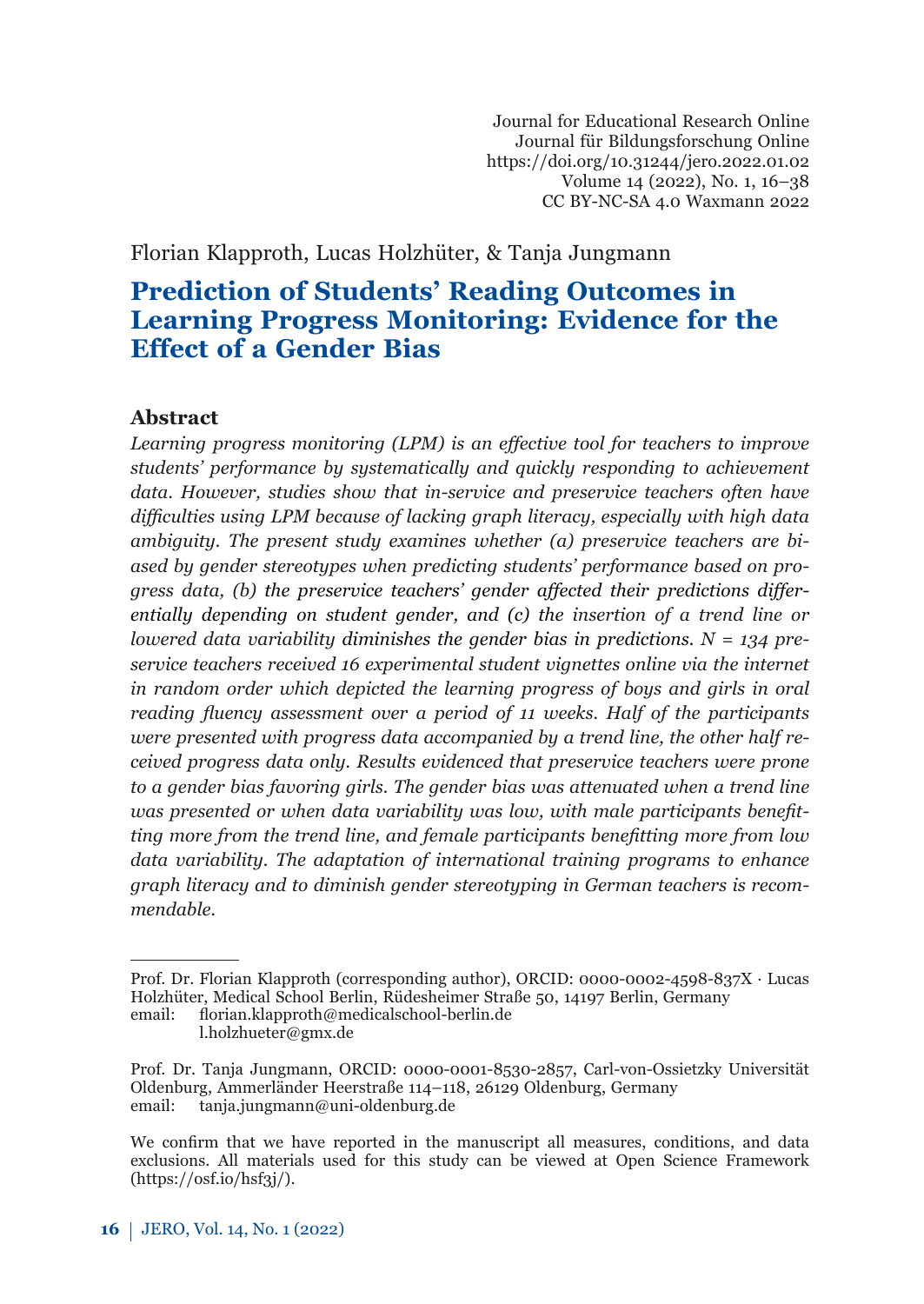Journal for Educational Research Online
Journal für Bildungsforschung Online
https://doi.org/10.31244/jero.2022.01.02
Volume 14 (2022), No. 1, 16–38
CC BY-NC-SA 4.0 Waxmann 2022

Florian Klapproth, Lucas Holzhüter, & Tanja Jungmann

# Prediction of Students' Reading Outcomes in Learning Progress Monitoring: Evidence for the Effect of a Gender Bias

## Abstract

*Learning progress monitoring (LPM) is an effective tool for teachers to improve students' performance by systematically and quickly responding to achievement data. However, studies show that in-service and preservice teachers often have difficulties using LPM because of lacking graph literacy, especially with high data ambiguity. The present study examines whether (a) preservice teachers are biased by gender stereotypes when predicting students' performance based on progress data, (b) the preservice teachers' gender affected their predictions differentially depending on student gender, and (c) the insertion of a trend line or lowered data variability diminishes the gender bias in predictions. N = 134 preservice teachers received 16 experimental student vignettes online via the internet in random order which depicted the learning progress of boys and girls in oral reading fluency assessment over a period of 11 weeks. Half of the participants were presented with progress data accompanied by a trend line, the other half received progress data only. Results evidenced that preservice teachers were prone to a gender bias favoring girls. The gender bias was attenuated when a trend line was presented or when data variability was low, with male participants benefitting more from the trend line, and female participants benefitting more from low data variability. The adaptation of international training programs to enhance graph literacy and to diminish gender stereotyping in German teachers is recommendable.*

---

Prof. Dr. Florian Klapproth (corresponding author), ORCID: 0000-0002-4598-837X · Lucas Holzhüter, Medical School Berlin, Rüdesheimer Straße 50, 14197 Berlin, Germany
email: florian.klapproth@medicalschool-berlin.de
l.holzhueter@gmx.de

Prof. Dr. Tanja Jungmann, ORCID: 0000-0001-8530-2857, Carl-von-Ossietzky Universität Oldenburg, Ammerländer Heerstraße 114–118, 26129 Oldenburg, Germany
email: tanja.jungmann@uni-oldenburg.de

We confirm that we have reported in the manuscript all measures, conditions, and data exclusions. All materials used for this study can be viewed at Open Science Framework (https://osf.io/hsf3j/).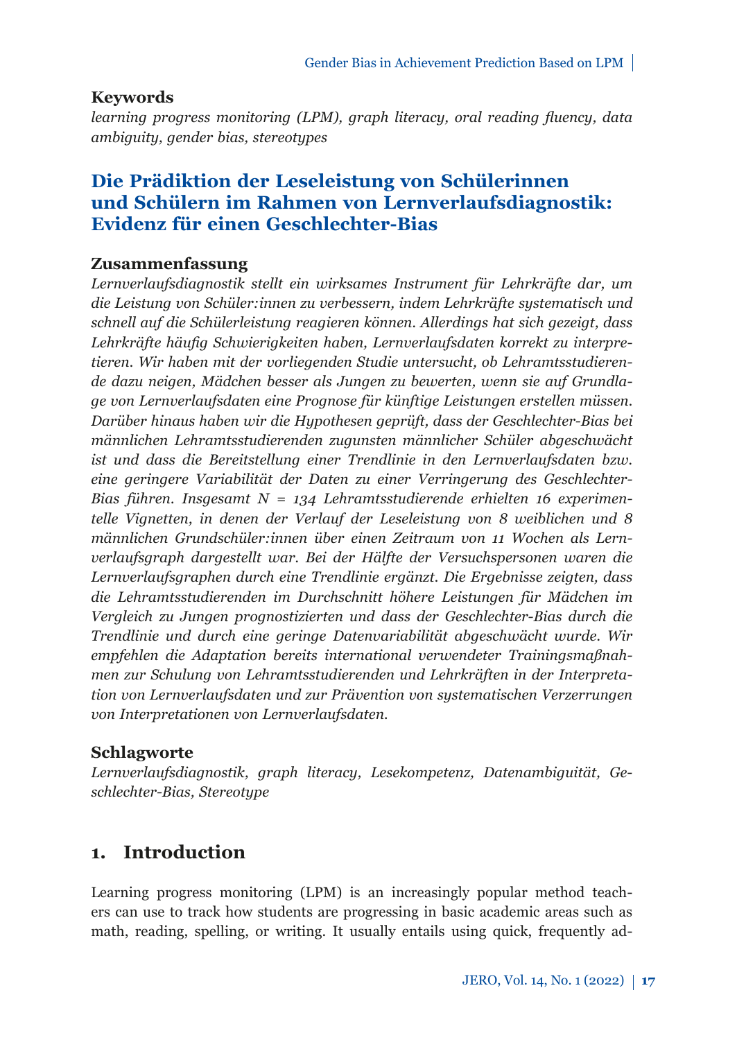**Keywords**

*learning progress monitoring (LPM), graph literacy, oral reading fluency, data ambiguity, gender bias, stereotypes*

## Die Prädiktion der Leseleistung von Schülerinnen und Schülern im Rahmen von Lernverlaufsdiagnostik: Evidenz für einen Geschlechter-Bias

**Zusammenfassung**

*Lernverlaufsdiagnostik stellt ein wirksames Instrument für Lehrkräfte dar, um die Leistung von Schüler:innen zu verbessern, indem Lehrkräfte systematisch und schnell auf die Schülerleistung reagieren können. Allerdings hat sich gezeigt, dass Lehrkräfte häufig Schwierigkeiten haben, Lernverlaufsdaten korrekt zu interpretieren. Wir haben mit der vorliegenden Studie untersucht, ob Lehramtsstudierende dazu neigen, Mädchen besser als Jungen zu bewerten, wenn sie auf Grundlage von Lernverlaufsdaten eine Prognose für künftige Leistungen erstellen müssen. Darüber hinaus haben wir die Hypothesen geprüft, dass der Geschlechter-Bias bei männlichen Lehramtsstudierenden zugunsten männlicher Schüler abgeschwächt ist und dass die Bereitstellung einer Trendlinie in den Lernverlaufsdaten bzw. eine geringere Variabilität der Daten zu einer Verringerung des Geschlechter-Bias führen. Insgesamt N = 134 Lehramtsstudierende erhielten 16 experimentelle Vignetten, in denen der Verlauf der Leseleistung von 8 weiblichen und 8 männlichen Grundschüler:innen über einen Zeitraum von 11 Wochen als Lernverlaufsgraph dargestellt war. Bei der Hälfte der Versuchspersonen waren die Lernverlaufsgraphen durch eine Trendlinie ergänzt. Die Ergebnisse zeigten, dass die Lehramtsstudierenden im Durchschnitt höhere Leistungen für Mädchen im Vergleich zu Jungen prognostizierten und dass der Geschlechter-Bias durch die Trendlinie und durch eine geringe Datenvariabilität abgeschwächt wurde. Wir empfehlen die Adaptation bereits international verwendeter Trainingsmaßnahmen zur Schulung von Lehramtsstudierenden und Lehrkräften in der Interpretation von Lernverlaufsdaten und zur Prävention von systematischen Verzerrungen von Interpretationen von Lernverlaufsdaten.*

**Schlagworte**

*Lernverlaufsdiagnostik, graph literacy, Lesekompetenz, Datenambiguität, Geschlechter-Bias, Stereotype*

## 1. Introduction

Learning progress monitoring (LPM) is an increasingly popular method teachers can use to track how students are progressing in basic academic areas such as math, reading, spelling, or writing. It usually entails using quick, frequently ad-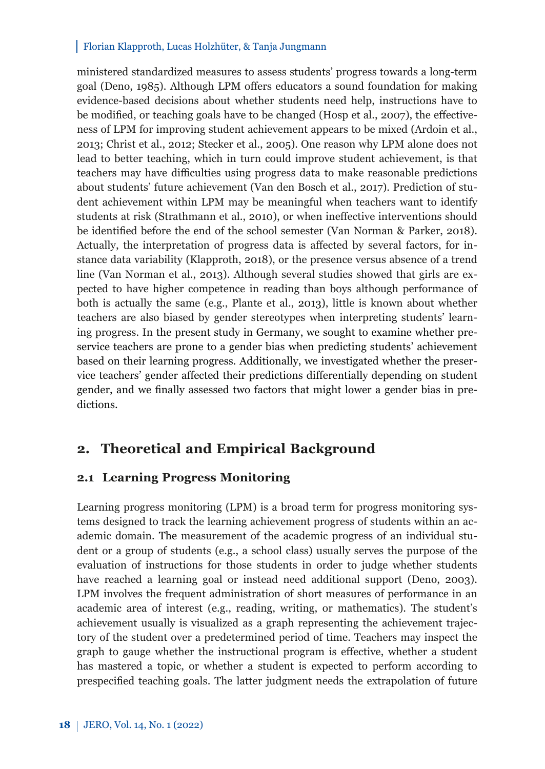ministered standardized measures to assess students' progress towards a long-term goal (Deno, 1985). Although LPM offers educators a sound foundation for making evidence-based decisions about whether students need help, instructions have to be modified, or teaching goals have to be changed (Hosp et al., 2007), the effectiveness of LPM for improving student achievement appears to be mixed (Ardoin et al., 2013; Christ et al., 2012; Stecker et al., 2005). One reason why LPM alone does not lead to better teaching, which in turn could improve student achievement, is that teachers may have difficulties using progress data to make reasonable predictions about students' future achievement (Van den Bosch et al., 2017). Prediction of student achievement within LPM may be meaningful when teachers want to identify students at risk (Strathmann et al., 2010), or when ineffective interventions should be identified before the end of the school semester (Van Norman & Parker, 2018). Actually, the interpretation of progress data is affected by several factors, for instance data variability (Klapproth, 2018), or the presence versus absence of a trend line (Van Norman et al., 2013). Although several studies showed that girls are expected to have higher competence in reading than boys although performance of both is actually the same (e.g., Plante et al., 2013), little is known about whether teachers are also biased by gender stereotypes when interpreting students' learning progress. In the present study in Germany, we sought to examine whether preservice teachers are prone to a gender bias when predicting students' achievement based on their learning progress. Additionally, we investigated whether the preservice teachers' gender affected their predictions differentially depending on student gender, and we finally assessed two factors that might lower a gender bias in predictions.

## 2. Theoretical and Empirical Background

### 2.1 Learning Progress Monitoring

Learning progress monitoring (LPM) is a broad term for progress monitoring systems designed to track the learning achievement progress of students within an academic domain. The measurement of the academic progress of an individual student or a group of students (e.g., a school class) usually serves the purpose of the evaluation of instructions for those students in order to judge whether students have reached a learning goal or instead need additional support (Deno, 2003). LPM involves the frequent administration of short measures of performance in an academic area of interest (e.g., reading, writing, or mathematics). The student's achievement usually is visualized as a graph representing the achievement trajectory of the student over a predetermined period of time. Teachers may inspect the graph to gauge whether the instructional program is effective, whether a student has mastered a topic, or whether a student is expected to perform according to prespecified teaching goals. The latter judgment needs the extrapolation of future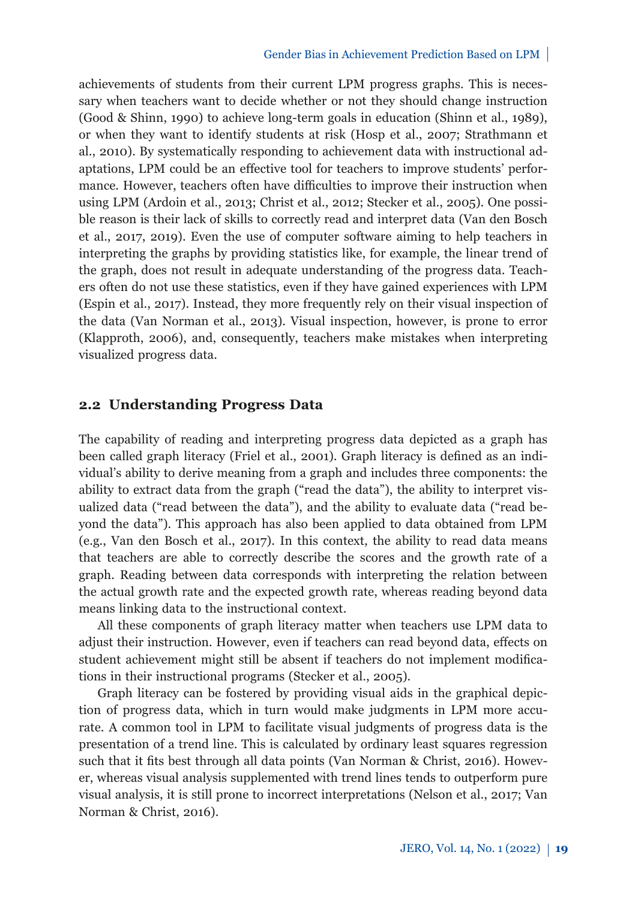achievements of students from their current LPM progress graphs. This is necessary when teachers want to decide whether or not they should change instruction (Good & Shinn, 1990) to achieve long-term goals in education (Shinn et al., 1989), or when they want to identify students at risk (Hosp et al., 2007; Strathmann et al., 2010). By systematically responding to achievement data with instructional adaptations, LPM could be an effective tool for teachers to improve students' performance. However, teachers often have difficulties to improve their instruction when using LPM (Ardoin et al., 2013; Christ et al., 2012; Stecker et al., 2005). One possible reason is their lack of skills to correctly read and interpret data (Van den Bosch et al., 2017, 2019). Even the use of computer software aiming to help teachers in interpreting the graphs by providing statistics like, for example, the linear trend of the graph, does not result in adequate understanding of the progress data. Teachers often do not use these statistics, even if they have gained experiences with LPM (Espin et al., 2017). Instead, they more frequently rely on their visual inspection of the data (Van Norman et al., 2013). Visual inspection, however, is prone to error (Klapproth, 2006), and, consequently, teachers make mistakes when interpreting visualized progress data.

## 2.2 Understanding Progress Data

The capability of reading and interpreting progress data depicted as a graph has been called graph literacy (Friel et al., 2001). Graph literacy is defined as an individual's ability to derive meaning from a graph and includes three components: the ability to extract data from the graph ("read the data"), the ability to interpret visualized data ("read between the data"), and the ability to evaluate data ("read beyond the data"). This approach has also been applied to data obtained from LPM (e.g., Van den Bosch et al., 2017). In this context, the ability to read data means that teachers are able to correctly describe the scores and the growth rate of a graph. Reading between data corresponds with interpreting the relation between the actual growth rate and the expected growth rate, whereas reading beyond data means linking data to the instructional context.

All these components of graph literacy matter when teachers use LPM data to adjust their instruction. However, even if teachers can read beyond data, effects on student achievement might still be absent if teachers do not implement modifications in their instructional programs (Stecker et al., 2005).

Graph literacy can be fostered by providing visual aids in the graphical depiction of progress data, which in turn would make judgments in LPM more accurate. A common tool in LPM to facilitate visual judgments of progress data is the presentation of a trend line. This is calculated by ordinary least squares regression such that it fits best through all data points (Van Norman & Christ, 2016). However, whereas visual analysis supplemented with trend lines tends to outperform pure visual analysis, it is still prone to incorrect interpretations (Nelson et al., 2017; Van Norman & Christ, 2016).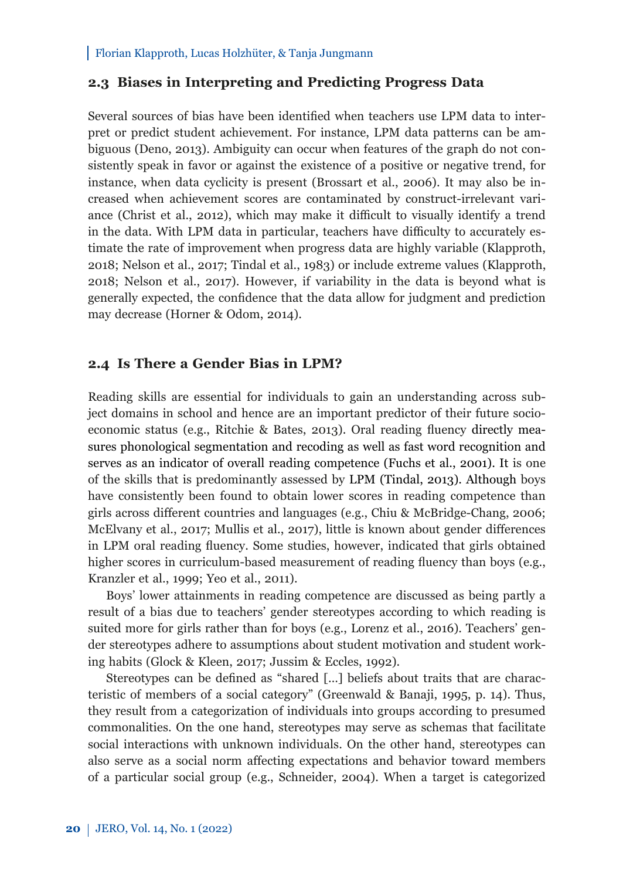## 2.3 Biases in Interpreting and Predicting Progress Data

Several sources of bias have been identified when teachers use LPM data to interpret or predict student achievement. For instance, LPM data patterns can be ambiguous (Deno, 2013). Ambiguity can occur when features of the graph do not consistently speak in favor or against the existence of a positive or negative trend, for instance, when data cyclicity is present (Brossart et al., 2006). It may also be increased when achievement scores are contaminated by construct-irrelevant variance (Christ et al., 2012), which may make it difficult to visually identify a trend in the data. With LPM data in particular, teachers have difficulty to accurately estimate the rate of improvement when progress data are highly variable (Klapproth, 2018; Nelson et al., 2017; Tindal et al., 1983) or include extreme values (Klapproth, 2018; Nelson et al., 2017). However, if variability in the data is beyond what is generally expected, the confidence that the data allow for judgment and prediction may decrease (Horner & Odom, 2014).

## 2.4 Is There a Gender Bias in LPM?

Reading skills are essential for individuals to gain an understanding across subject domains in school and hence are an important predictor of their future socioeconomic status (e.g., Ritchie & Bates, 2013). Oral reading fluency directly measures phonological segmentation and recoding as well as fast word recognition and serves as an indicator of overall reading competence (Fuchs et al., 2001). It is one of the skills that is predominantly assessed by LPM (Tindal, 2013). Although boys have consistently been found to obtain lower scores in reading competence than girls across different countries and languages (e.g., Chiu & McBridge-Chang, 2006; McElvany et al., 2017; Mullis et al., 2017), little is known about gender differences in LPM oral reading fluency. Some studies, however, indicated that girls obtained higher scores in curriculum-based measurement of reading fluency than boys (e.g., Kranzler et al., 1999; Yeo et al., 2011).

Boys' lower attainments in reading competence are discussed as being partly a result of a bias due to teachers' gender stereotypes according to which reading is suited more for girls rather than for boys (e.g., Lorenz et al., 2016). Teachers' gender stereotypes adhere to assumptions about student motivation and student working habits (Glock & Kleen, 2017; Jussim & Eccles, 1992).

Stereotypes can be defined as "shared […] beliefs about traits that are characteristic of members of a social category" (Greenwald & Banaji, 1995, p. 14). Thus, they result from a categorization of individuals into groups according to presumed commonalities. On the one hand, stereotypes may serve as schemas that facilitate social interactions with unknown individuals. On the other hand, stereotypes can also serve as a social norm affecting expectations and behavior toward members of a particular social group (e.g., Schneider, 2004). When a target is categorized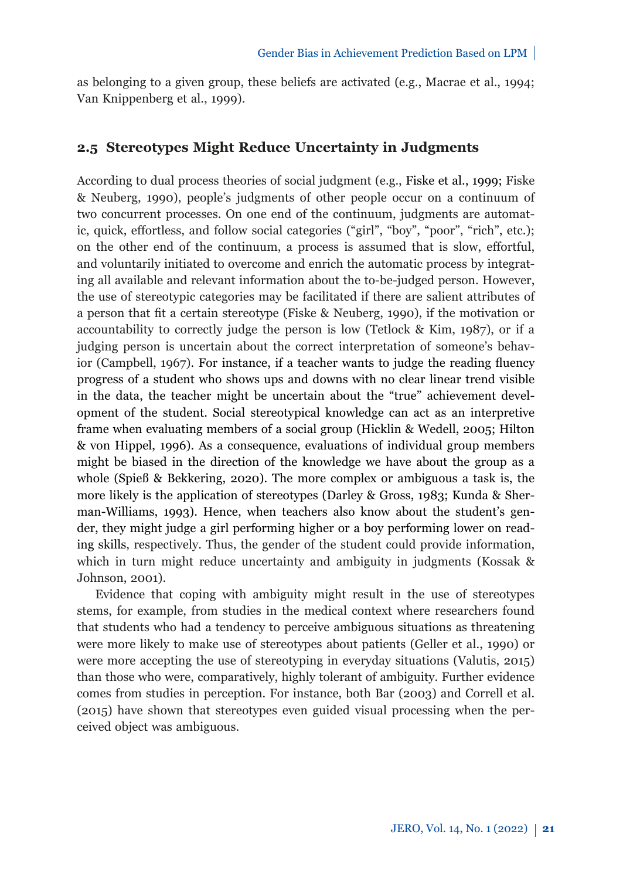as belonging to a given group, these beliefs are activated (e.g., Macrae et al., 1994; Van Knippenberg et al., 1999).

## 2.5 Stereotypes Might Reduce Uncertainty in Judgments

According to dual process theories of social judgment (e.g., Fiske et al., 1999; Fiske & Neuberg, 1990), people's judgments of other people occur on a continuum of two concurrent processes. On one end of the continuum, judgments are automatic, quick, effortless, and follow social categories ("girl", "boy", "poor", "rich", etc.); on the other end of the continuum, a process is assumed that is slow, effortful, and voluntarily initiated to overcome and enrich the automatic process by integrating all available and relevant information about the to-be-judged person. However, the use of stereotypic categories may be facilitated if there are salient attributes of a person that fit a certain stereotype (Fiske & Neuberg, 1990), if the motivation or accountability to correctly judge the person is low (Tetlock & Kim, 1987), or if a judging person is uncertain about the correct interpretation of someone's behavior (Campbell, 1967). For instance, if a teacher wants to judge the reading fluency progress of a student who shows ups and downs with no clear linear trend visible in the data, the teacher might be uncertain about the "true" achievement development of the student. Social stereotypical knowledge can act as an interpretive frame when evaluating members of a social group (Hicklin & Wedell, 2005; Hilton & von Hippel, 1996). As a consequence, evaluations of individual group members might be biased in the direction of the knowledge we have about the group as a whole (Spieß & Bekkering, 2020). The more complex or ambiguous a task is, the more likely is the application of stereotypes (Darley & Gross, 1983; Kunda & Sherman-Williams, 1993). Hence, when teachers also know about the student's gender, they might judge a girl performing higher or a boy performing lower on reading skills, respectively. Thus, the gender of the student could provide information, which in turn might reduce uncertainty and ambiguity in judgments (Kossak & Johnson, 2001).

Evidence that coping with ambiguity might result in the use of stereotypes stems, for example, from studies in the medical context where researchers found that students who had a tendency to perceive ambiguous situations as threatening were more likely to make use of stereotypes about patients (Geller et al., 1990) or were more accepting the use of stereotyping in everyday situations (Valutis, 2015) than those who were, comparatively, highly tolerant of ambiguity. Further evidence comes from studies in perception. For instance, both Bar (2003) and Correll et al. (2015) have shown that stereotypes even guided visual processing when the perceived object was ambiguous.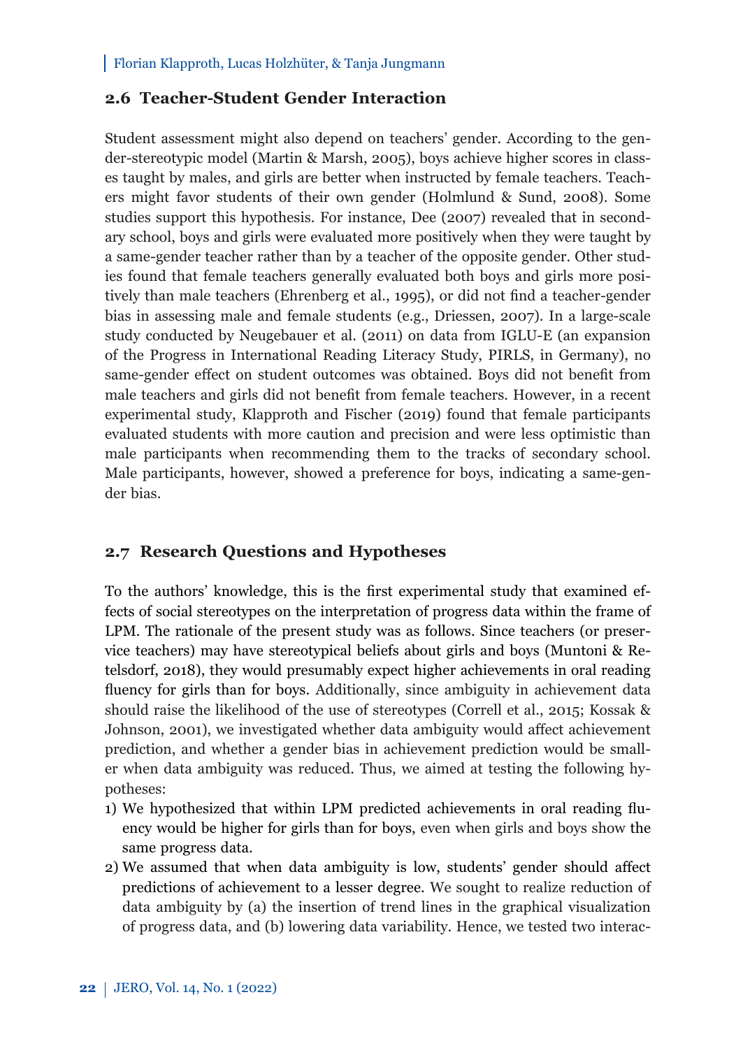## 2.6 Teacher-Student Gender Interaction

Student assessment might also depend on teachers' gender. According to the gender-stereotypic model (Martin & Marsh, 2005), boys achieve higher scores in classes taught by males, and girls are better when instructed by female teachers. Teachers might favor students of their own gender (Holmlund & Sund, 2008). Some studies support this hypothesis. For instance, Dee (2007) revealed that in secondary school, boys and girls were evaluated more positively when they were taught by a same-gender teacher rather than by a teacher of the opposite gender. Other studies found that female teachers generally evaluated both boys and girls more positively than male teachers (Ehrenberg et al., 1995), or did not find a teacher-gender bias in assessing male and female students (e.g., Driessen, 2007). In a large-scale study conducted by Neugebauer et al. (2011) on data from IGLU-E (an expansion of the Progress in International Reading Literacy Study, PIRLS, in Germany), no same-gender effect on student outcomes was obtained. Boys did not benefit from male teachers and girls did not benefit from female teachers. However, in a recent experimental study, Klapproth and Fischer (2019) found that female participants evaluated students with more caution and precision and were less optimistic than male participants when recommending them to the tracks of secondary school. Male participants, however, showed a preference for boys, indicating a same-gender bias.

## 2.7 Research Questions and Hypotheses

To the authors' knowledge, this is the first experimental study that examined effects of social stereotypes on the interpretation of progress data within the frame of LPM. The rationale of the present study was as follows. Since teachers (or preservice teachers) may have stereotypical beliefs about girls and boys (Muntoni & Retelsdorf, 2018), they would presumably expect higher achievements in oral reading fluency for girls than for boys. Additionally, since ambiguity in achievement data should raise the likelihood of the use of stereotypes (Correll et al., 2015; Kossak & Johnson, 2001), we investigated whether data ambiguity would affect achievement prediction, and whether a gender bias in achievement prediction would be smaller when data ambiguity was reduced. Thus, we aimed at testing the following hypotheses:

1) We hypothesized that within LPM predicted achievements in oral reading fluency would be higher for girls than for boys, even when girls and boys show the same progress data.
2) We assumed that when data ambiguity is low, students' gender should affect predictions of achievement to a lesser degree. We sought to realize reduction of data ambiguity by (a) the insertion of trend lines in the graphical visualization of progress data, and (b) lowering data variability. Hence, we tested two interac-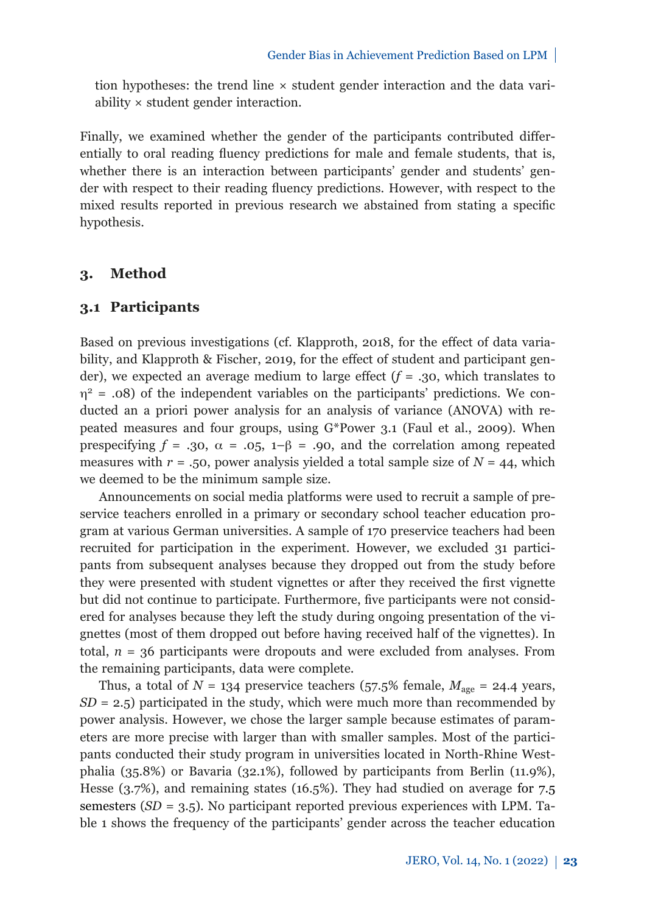tion hypotheses: the trend line × student gender interaction and the data variability × student gender interaction.

Finally, we examined whether the gender of the participants contributed differentially to oral reading fluency predictions for male and female students, that is, whether there is an interaction between participants' gender and students' gender with respect to their reading fluency predictions. However, with respect to the mixed results reported in previous research we abstained from stating a specific hypothesis.

## 3. Method

### 3.1 Participants

Based on previous investigations (cf. Klapproth, 2018, for the effect of data variability, and Klapproth & Fischer, 2019, for the effect of student and participant gender), we expected an average medium to large effect ($f$ = .30, which translates to $\eta^2$ = .08) of the independent variables on the participants' predictions. We conducted an a priori power analysis for an analysis of variance (ANOVA) with repeated measures and four groups, using G*Power 3.1 (Faul et al., 2009). When prespecifying $f$ = .30, $\alpha$ = .05, $1-\beta$ = .90, and the correlation among repeated measures with $r$ = .50, power analysis yielded a total sample size of $N$ = 44, which we deemed to be the minimum sample size.

Announcements on social media platforms were used to recruit a sample of preservice teachers enrolled in a primary or secondary school teacher education program at various German universities. A sample of 170 preservice teachers had been recruited for participation in the experiment. However, we excluded 31 participants from subsequent analyses because they dropped out from the study before they were presented with student vignettes or after they received the first vignette but did not continue to participate. Furthermore, five participants were not considered for analyses because they left the study during ongoing presentation of the vignettes (most of them dropped out before having received half of the vignettes). In total, $n$ = 36 participants were dropouts and were excluded from analyses. From the remaining participants, data were complete.

Thus, a total of $N$ = 134 preservice teachers (57.5% female, $M_{age}$ = 24.4 years, $SD$ = 2.5) participated in the study, which were much more than recommended by power analysis. However, we chose the larger sample because estimates of parameters are more precise with larger than with smaller samples. Most of the participants conducted their study program in universities located in North-Rhine Westphalia (35.8%) or Bavaria (32.1%), followed by participants from Berlin (11.9%), Hesse (3.7%), and remaining states (16.5%). They had studied on average for 7.5 semesters ($SD$ = 3.5). No participant reported previous experiences with LPM. Table 1 shows the frequency of the participants' gender across the teacher education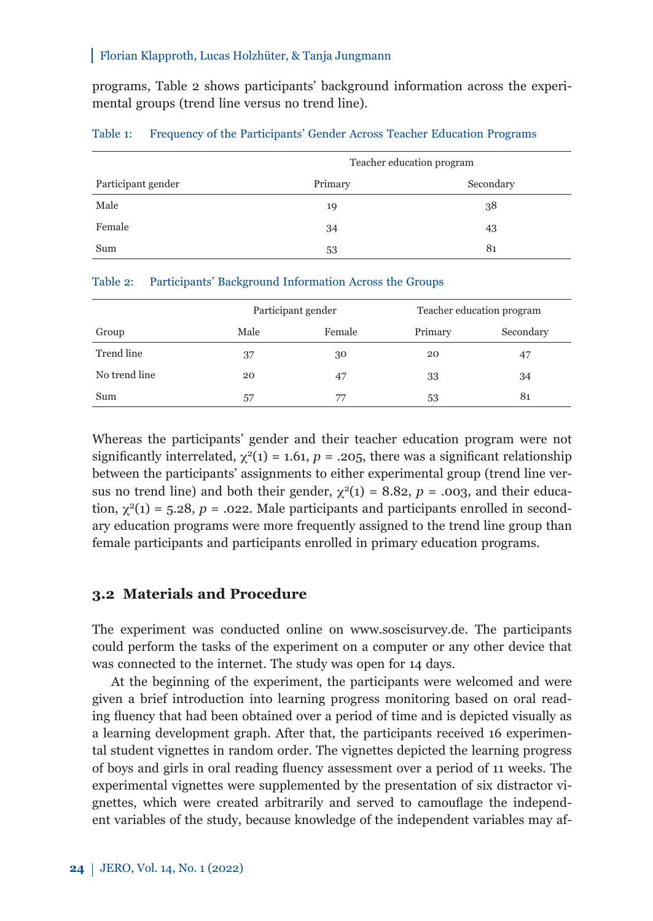programs, Table 2 shows participants' background information across the experimental groups (trend line versus no trend line).

Table 1: Frequency of the Participants' Gender Across Teacher Education Programs

| | Teacher education program | |
|---|---|---|
| Participant gender | Primary | Secondary |
| Male | 19 | 38 |
| Female | 34 | 43 |
| Sum | 53 | 81 |

Table 2: Participants' Background Information Across the Groups

| | Participant gender | | Teacher education program | |
|---|---|---|---|---|
| Group | Male | Female | Primary | Secondary |
| Trend line | 37 | 30 | 20 | 47 |
| No trend line | 20 | 47 | 33 | 34 |
| Sum | 57 | 77 | 53 | 81 |

Whereas the participants' gender and their teacher education program were not significantly interrelated, $\chi^2(1) = 1.61$, $p = .205$, there was a significant relationship between the participants' assignments to either experimental group (trend line versus no trend line) and both their gender, $\chi^2(1) = 8.82$, $p = .003$, and their education, $\chi^2(1) = 5.28$, $p = .022$. Male participants and participants enrolled in secondary education programs were more frequently assigned to the trend line group than female participants and participants enrolled in primary education programs.

### 3.2 Materials and Procedure

The experiment was conducted online on www.soscisurvey.de. The participants could perform the tasks of the experiment on a computer or any other device that was connected to the internet. The study was open for 14 days.

At the beginning of the experiment, the participants were welcomed and were given a brief introduction into learning progress monitoring based on oral reading fluency that had been obtained over a period of time and is depicted visually as a learning development graph. After that, the participants received 16 experimental student vignettes in random order. The vignettes depicted the learning progress of boys and girls in oral reading fluency assessment over a period of 11 weeks. The experimental vignettes were supplemented by the presentation of six distractor vignettes, which were created arbitrarily and served to camouflage the independent variables of the study, because knowledge of the independent variables may af-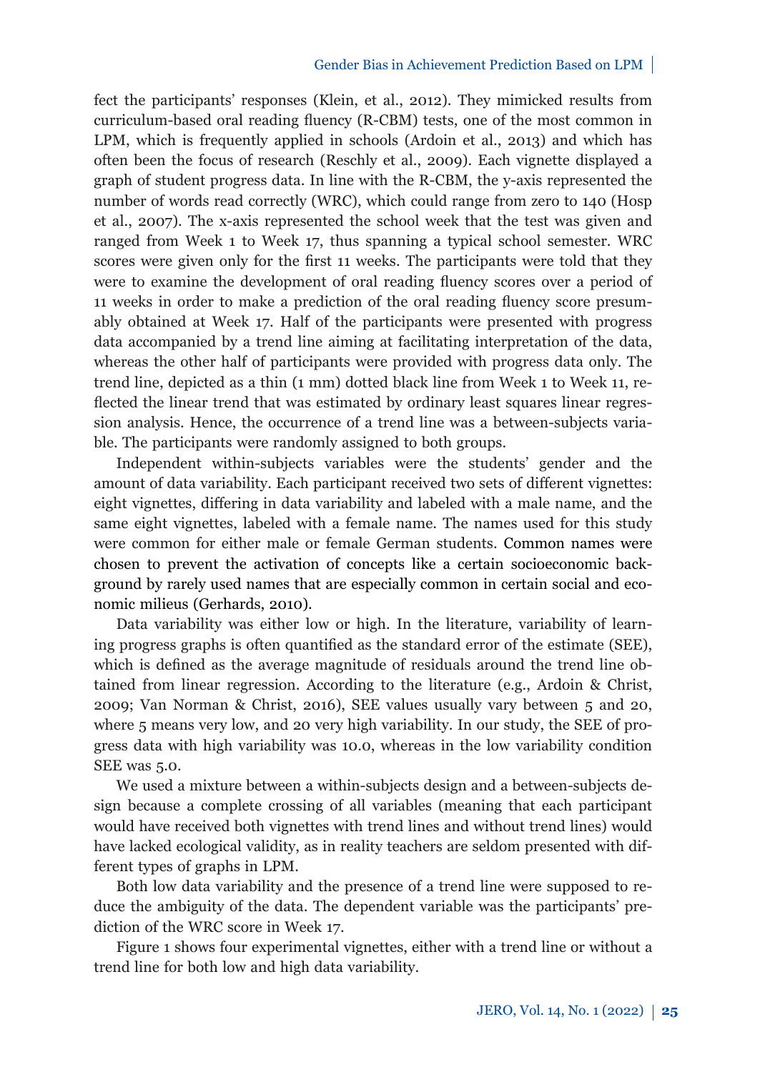fect the participants' responses (Klein, et al., 2012). They mimicked results from curriculum-based oral reading fluency (R-CBM) tests, one of the most common in LPM, which is frequently applied in schools (Ardoin et al., 2013) and which has often been the focus of research (Reschly et al., 2009). Each vignette displayed a graph of student progress data. In line with the R-CBM, the y-axis represented the number of words read correctly (WRC), which could range from zero to 140 (Hosp et al., 2007). The x-axis represented the school week that the test was given and ranged from Week 1 to Week 17, thus spanning a typical school semester. WRC scores were given only for the first 11 weeks. The participants were told that they were to examine the development of oral reading fluency scores over a period of 11 weeks in order to make a prediction of the oral reading fluency score presumably obtained at Week 17. Half of the participants were presented with progress data accompanied by a trend line aiming at facilitating interpretation of the data, whereas the other half of participants were provided with progress data only. The trend line, depicted as a thin (1 mm) dotted black line from Week 1 to Week 11, reflected the linear trend that was estimated by ordinary least squares linear regression analysis. Hence, the occurrence of a trend line was a between-subjects variable. The participants were randomly assigned to both groups.

Independent within-subjects variables were the students' gender and the amount of data variability. Each participant received two sets of different vignettes: eight vignettes, differing in data variability and labeled with a male name, and the same eight vignettes, labeled with a female name. The names used for this study were common for either male or female German students. Common names were chosen to prevent the activation of concepts like a certain socioeconomic background by rarely used names that are especially common in certain social and economic milieus (Gerhards, 2010).

Data variability was either low or high. In the literature, variability of learning progress graphs is often quantified as the standard error of the estimate (SEE), which is defined as the average magnitude of residuals around the trend line obtained from linear regression. According to the literature (e.g., Ardoin & Christ, 2009; Van Norman & Christ, 2016), SEE values usually vary between 5 and 20, where 5 means very low, and 20 very high variability. In our study, the SEE of progress data with high variability was 10.0, whereas in the low variability condition SEE was 5.0.

We used a mixture between a within-subjects design and a between-subjects design because a complete crossing of all variables (meaning that each participant would have received both vignettes with trend lines and without trend lines) would have lacked ecological validity, as in reality teachers are seldom presented with different types of graphs in LPM.

Both low data variability and the presence of a trend line were supposed to reduce the ambiguity of the data. The dependent variable was the participants' prediction of the WRC score in Week 17.

Figure 1 shows four experimental vignettes, either with a trend line or without a trend line for both low and high data variability.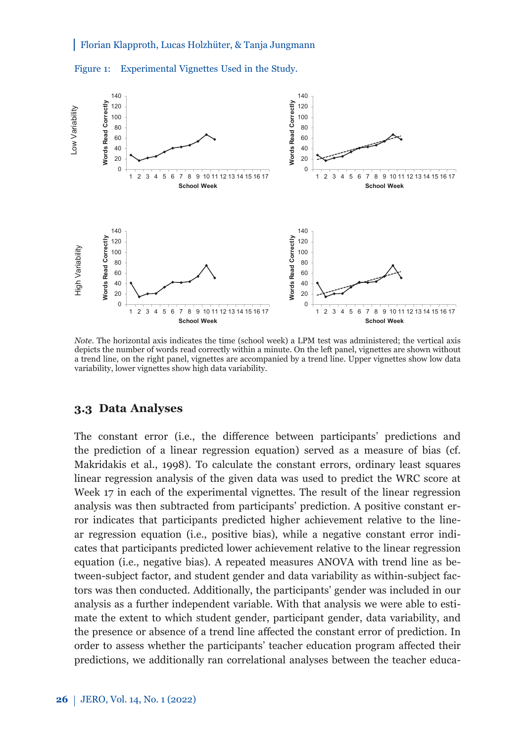Figure 1: Experimental Vignettes Used in the Study.

*Note.* The horizontal axis indicates the time (school week) a LPM test was administered; the vertical axis depicts the number of words read correctly within a minute. On the left panel, vignettes are shown without a trend line, on the right panel, vignettes are accompanied by a trend line. Upper vignettes show low data variability, lower vignettes show high data variability.

## 3.3 Data Analyses

The constant error (i.e., the difference between participants' predictions and the prediction of a linear regression equation) served as a measure of bias (cf. Makridakis et al., 1998). To calculate the constant errors, ordinary least squares linear regression analysis of the given data was used to predict the WRC score at Week 17 in each of the experimental vignettes. The result of the linear regression analysis was then subtracted from participants' prediction. A positive constant error indicates that participants predicted higher achievement relative to the linear regression equation (i.e., positive bias), while a negative constant error indicates that participants predicted lower achievement relative to the linear regression equation (i.e., negative bias). A repeated measures ANOVA with trend line as between-subject factor, and student gender and data variability as within-subject factors was then conducted. Additionally, the participants' gender was included in our analysis as a further independent variable. With that analysis we were able to estimate the extent to which student gender, participant gender, data variability, and the presence or absence of a trend line affected the constant error of prediction. In order to assess whether the participants' teacher education program affected their predictions, we additionally ran correlational analyses between the teacher educa-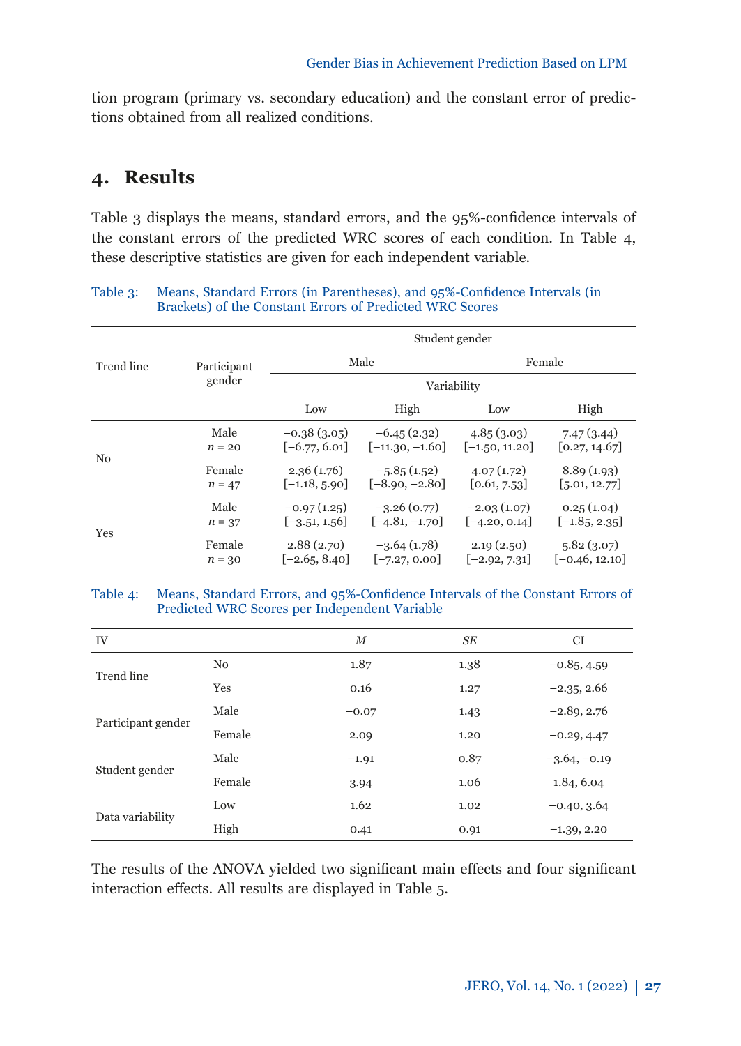tion program (primary vs. secondary education) and the constant error of predictions obtained from all realized conditions.

## 4. Results

Table 3 displays the means, standard errors, and the 95%-confidence intervals of the constant errors of the predicted WRC scores of each condition. In Table 4, these descriptive statistics are given for each independent variable.

Table 3: Means, Standard Errors (in Parentheses), and 95%-Confidence Intervals (in Brackets) of the Constant Errors of Predicted WRC Scores

| Trend line | Participant gender | Student gender | | | |
|---|---|---|---|---|---|
| | | Male | | Female | |
| | | Variability | | | |
| | | Low | High | Low | High |
| No | Male $n = 20$ | −0.38 (3.05) [−6.77, 6.01] | −6.45 (2.32) [−11.30, −1.60] | 4.85 (3.03) [−1.50, 11.20] | 7.47 (3.44) [0.27, 14.67] |
| | Female $n = 47$ | 2.36 (1.76) [−1.18, 5.90] | −5.85 (1.52) [−8.90, −2.80] | 4.07 (1.72) [0.61, 7.53] | 8.89 (1.93) [5.01, 12.77] |
| Yes | Male $n = 37$ | −0.97 (1.25) [−3.51, 1.56] | −3.26 (0.77) [−4.81, −1.70] | −2.03 (1.07) [−4.20, 0.14] | 0.25 (1.04) [−1.85, 2.35] |
| | Female $n = 30$ | 2.88 (2.70) [−2.65, 8.40] | −3.64 (1.78) [−7.27, 0.00] | 2.19 (2.50) [−2.92, 7.31] | 5.82 (3.07) [−0.46, 12.10] |

Table 4: Means, Standard Errors, and 95%-Confidence Intervals of the Constant Errors of Predicted WRC Scores per Independent Variable

| IV | | *M* | *SE* | CI |
|---|---|---|---|---|
| Trend line | No | 1.87 | 1.38 | −0.85, 4.59 |
| | Yes | 0.16 | 1.27 | −2.35, 2.66 |
| Participant gender | Male | −0.07 | 1.43 | −2.89, 2.76 |
| | Female | 2.09 | 1.20 | −0.29, 4.47 |
| Student gender | Male | −1.91 | 0.87 | −3.64, −0.19 |
| | Female | 3.94 | 1.06 | 1.84, 6.04 |
| Data variability | Low | 1.62 | 1.02 | −0.40, 3.64 |
| | High | 0.41 | 0.91 | −1.39, 2.20 |

The results of the ANOVA yielded two significant main effects and four significant interaction effects. All results are displayed in Table 5.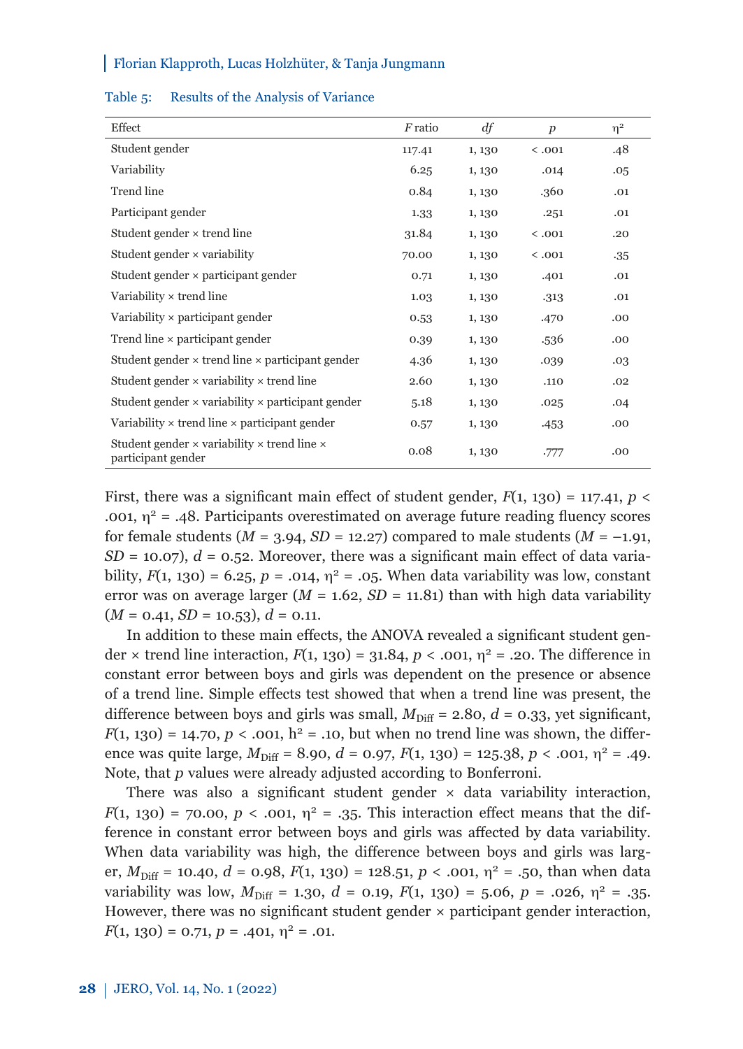Table 5: Results of the Analysis of Variance

| Effect | *F* ratio | *df* | *p* | $\eta^2$ |
|---|---|---|---|---|
| Student gender | 117.41 | 1, 130 | < .001 | .48 |
| Variability | 6.25 | 1, 130 | .014 | .05 |
| Trend line | 0.84 | 1, 130 | .360 | .01 |
| Participant gender | 1.33 | 1, 130 | .251 | .01 |
| Student gender × trend line | 31.84 | 1, 130 | < .001 | .20 |
| Student gender × variability | 70.00 | 1, 130 | < .001 | .35 |
| Student gender × participant gender | 0.71 | 1, 130 | .401 | .01 |
| Variability × trend line | 1.03 | 1, 130 | .313 | .01 |
| Variability × participant gender | 0.53 | 1, 130 | .470 | .00 |
| Trend line × participant gender | 0.39 | 1, 130 | .536 | .00 |
| Student gender × trend line × participant gender | 4.36 | 1, 130 | .039 | .03 |
| Student gender × variability × trend line | 2.60 | 1, 130 | .110 | .02 |
| Student gender × variability × participant gender | 5.18 | 1, 130 | .025 | .04 |
| Variability × trend line × participant gender | 0.57 | 1, 130 | .453 | .00 |
| Student gender × variability × trend line × participant gender | 0.08 | 1, 130 | .777 | .00 |

First, there was a significant main effect of student gender, $F(1, 130) = 117.41$, $p < .001$, $\eta^2 = .48$. Participants overestimated on average future reading fluency scores for female students ($M = 3.94$, $SD = 12.27$) compared to male students ($M = -1.91$, $SD = 10.07$), $d = 0.52$. Moreover, there was a significant main effect of data variability, $F(1, 130) = 6.25$, $p = .014$, $\eta^2 = .05$. When data variability was low, constant error was on average larger ($M = 1.62$, $SD = 11.81$) than with high data variability ($M = 0.41$, $SD = 10.53$), $d = 0.11$.

In addition to these main effects, the ANOVA revealed a significant student gender × trend line interaction, $F(1, 130) = 31.84$, $p < .001$, $\eta^2 = .20$. The difference in constant error between boys and girls was dependent on the presence or absence of a trend line. Simple effects test showed that when a trend line was present, the difference between boys and girls was small, $M_{\text{Diff}} = 2.80$, $d = 0.33$, yet significant, $F(1, 130) = 14.70$, $p < .001$, $h^2 = .10$, but when no trend line was shown, the difference was quite large, $M_{\text{Diff}} = 8.90$, $d = 0.97$, $F(1, 130) = 125.38$, $p < .001$, $\eta^2 = .49$. Note, that $p$ values were already adjusted according to Bonferroni.

There was also a significant student gender × data variability interaction, $F(1, 130) = 70.00$, $p < .001$, $\eta^2 = .35$. This interaction effect means that the difference in constant error between boys and girls was affected by data variability. When data variability was high, the difference between boys and girls was larger, $M_{\text{Diff}} = 10.40$, $d = 0.98$, $F(1, 130) = 128.51$, $p < .001$, $\eta^2 = .50$, than when data variability was low, $M_{\text{Diff}} = 1.30$, $d = 0.19$, $F(1, 130) = 5.06$, $p = .026$, $\eta^2 = .35$. However, there was no significant student gender × participant gender interaction, $F(1, 130) = 0.71$, $p = .401$, $\eta^2 = .01$.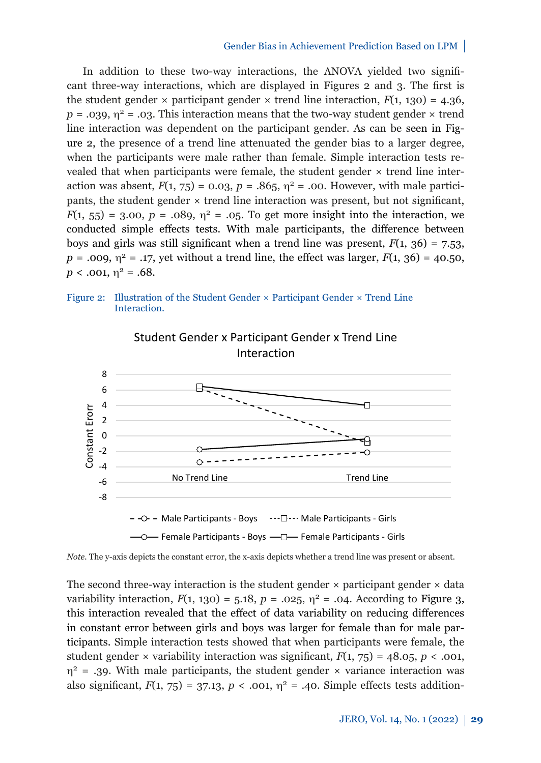In addition to these two-way interactions, the ANOVA yielded two significant three-way interactions, which are displayed in Figures 2 and 3. The first is the student gender × participant gender × trend line interaction, $F(1, 130) = 4.36$, $p = .039$, $\eta^2 = .03$. This interaction means that the two-way student gender × trend line interaction was dependent on the participant gender. As can be seen in Figure 2, the presence of a trend line attenuated the gender bias to a larger degree, when the participants were male rather than female. Simple interaction tests revealed that when participants were female, the student gender × trend line interaction was absent, $F(1, 75) = 0.03$, $p = .865$, $\eta^2 = .00$. However, with male participants, the student gender × trend line interaction was present, but not significant, $F(1, 55) = 3.00$, $p = .089$, $\eta^2 = .05$. To get more insight into the interaction, we conducted simple effects tests. With male participants, the difference between boys and girls was still significant when a trend line was present, $F(1, 36) = 7.53$, $p = .009$, $\eta^2 = .17$, yet without a trend line, the effect was larger, $F(1, 36) = 40.50$, $p < .001$, $\eta^2 = .68$.

Figure 2: Illustration of the Student Gender × Participant Gender × Trend Line Interaction.

*Note.* The y-axis depicts the constant error, the x-axis depicts whether a trend line was present or absent.

The second three-way interaction is the student gender × participant gender × data variability interaction, $F(1, 130) = 5.18$, $p = .025$, $\eta^2 = .04$. According to Figure 3, this interaction revealed that the effect of data variability on reducing differences in constant error between girls and boys was larger for female than for male participants. Simple interaction tests showed that when participants were female, the student gender × variability interaction was significant, $F(1, 75) = 48.05$, $p < .001$, $\eta^2 = .39$. With male participants, the student gender × variance interaction was also significant, $F(1, 75) = 37.13$, $p < .001$, $\eta^2 = .40$. Simple effects tests addition-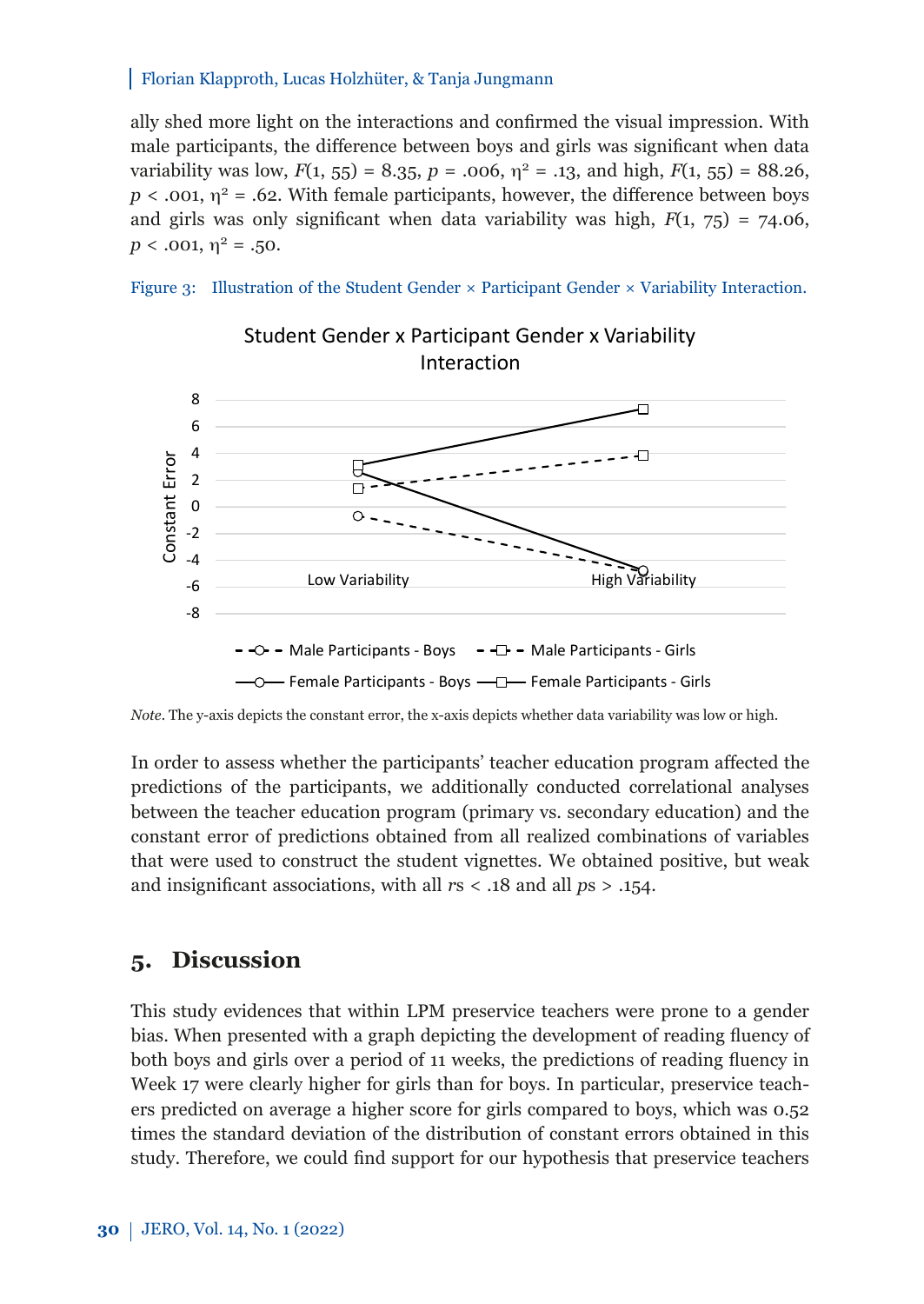ally shed more light on the interactions and confirmed the visual impression. With male participants, the difference between boys and girls was significant when data variability was low, $F(1, 55) = 8.35$, $p = .006$, $\eta^2 = .13$, and high, $F(1, 55) = 88.26$, $p < .001$, $\eta^2 = .62$. With female participants, however, the difference between boys and girls was only significant when data variability was high, $F(1, 75) = 74.06$, $p < .001$, $\eta^2 = .50$.

Figure 3: Illustration of the Student Gender × Participant Gender × Variability Interaction.

*Note.* The y-axis depicts the constant error, the x-axis depicts whether data variability was low or high.

In order to assess whether the participants' teacher education program affected the predictions of the participants, we additionally conducted correlational analyses between the teacher education program (primary vs. secondary education) and the constant error of predictions obtained from all realized combinations of variables that were used to construct the student vignettes. We obtained positive, but weak and insignificant associations, with all $r$s < .18 and all $p$s > .154.

## 5. Discussion

This study evidences that within LPM preservice teachers were prone to a gender bias. When presented with a graph depicting the development of reading fluency of both boys and girls over a period of 11 weeks, the predictions of reading fluency in Week 17 were clearly higher for girls than for boys. In particular, preservice teachers predicted on average a higher score for girls compared to boys, which was 0.52 times the standard deviation of the distribution of constant errors obtained in this study. Therefore, we could find support for our hypothesis that preservice teachers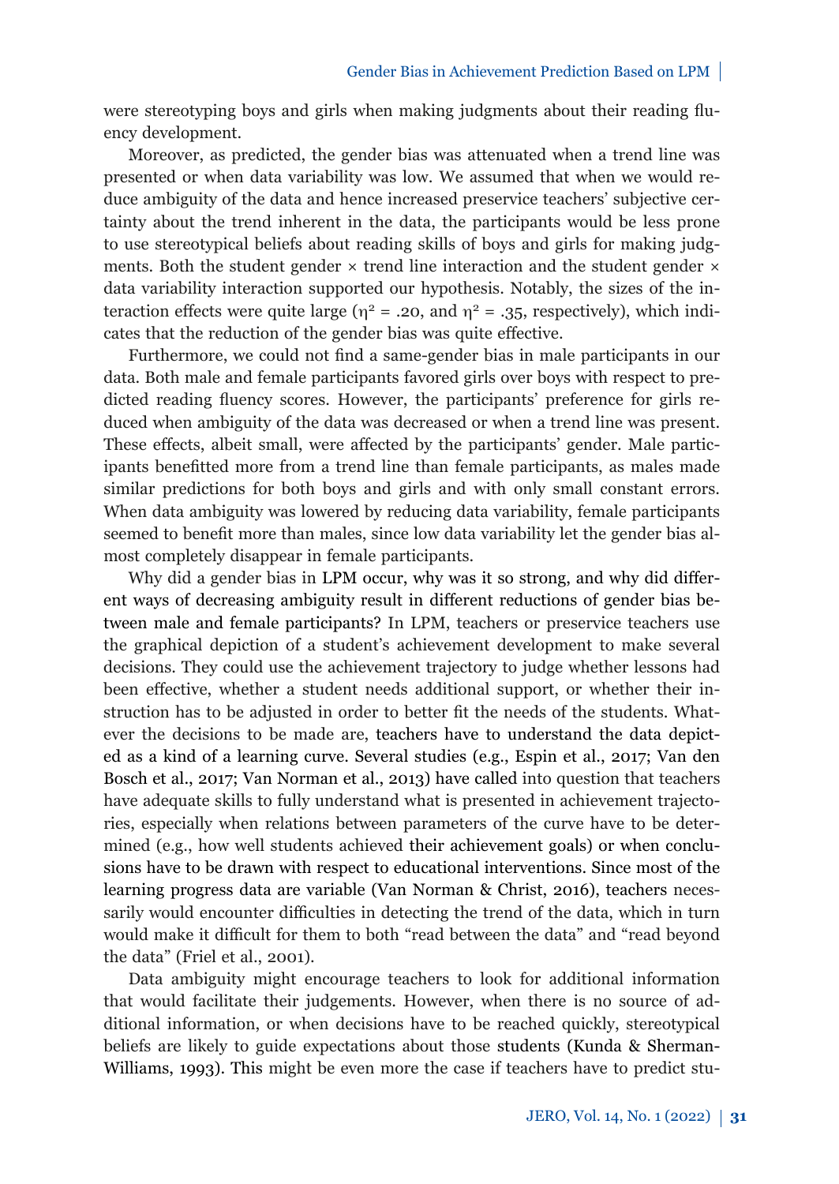were stereotyping boys and girls when making judgments about their reading fluency development.

Moreover, as predicted, the gender bias was attenuated when a trend line was presented or when data variability was low. We assumed that when we would reduce ambiguity of the data and hence increased preservice teachers' subjective certainty about the trend inherent in the data, the participants would be less prone to use stereotypical beliefs about reading skills of boys and girls for making judgments. Both the student gender × trend line interaction and the student gender × data variability interaction supported our hypothesis. Notably, the sizes of the interaction effects were quite large ($\eta^2 = .20$, and $\eta^2 = .35$, respectively), which indicates that the reduction of the gender bias was quite effective.

Furthermore, we could not find a same-gender bias in male participants in our data. Both male and female participants favored girls over boys with respect to predicted reading fluency scores. However, the participants' preference for girls reduced when ambiguity of the data was decreased or when a trend line was present. These effects, albeit small, were affected by the participants' gender. Male participants benefitted more from a trend line than female participants, as males made similar predictions for both boys and girls and with only small constant errors. When data ambiguity was lowered by reducing data variability, female participants seemed to benefit more than males, since low data variability let the gender bias almost completely disappear in female participants.

Why did a gender bias in LPM occur, why was it so strong, and why did different ways of decreasing ambiguity result in different reductions of gender bias between male and female participants? In LPM, teachers or preservice teachers use the graphical depiction of a student's achievement development to make several decisions. They could use the achievement trajectory to judge whether lessons had been effective, whether a student needs additional support, or whether their instruction has to be adjusted in order to better fit the needs of the students. Whatever the decisions to be made are, teachers have to understand the data depicted as a kind of a learning curve. Several studies (e.g., Espin et al., 2017; Van den Bosch et al., 2017; Van Norman et al., 2013) have called into question that teachers have adequate skills to fully understand what is presented in achievement trajectories, especially when relations between parameters of the curve have to be determined (e.g., how well students achieved their achievement goals) or when conclusions have to be drawn with respect to educational interventions. Since most of the learning progress data are variable (Van Norman & Christ, 2016), teachers necessarily would encounter difficulties in detecting the trend of the data, which in turn would make it difficult for them to both "read between the data" and "read beyond the data" (Friel et al., 2001).

Data ambiguity might encourage teachers to look for additional information that would facilitate their judgements. However, when there is no source of additional information, or when decisions have to be reached quickly, stereotypical beliefs are likely to guide expectations about those students (Kunda & Sherman-Williams, 1993). This might be even more the case if teachers have to predict stu-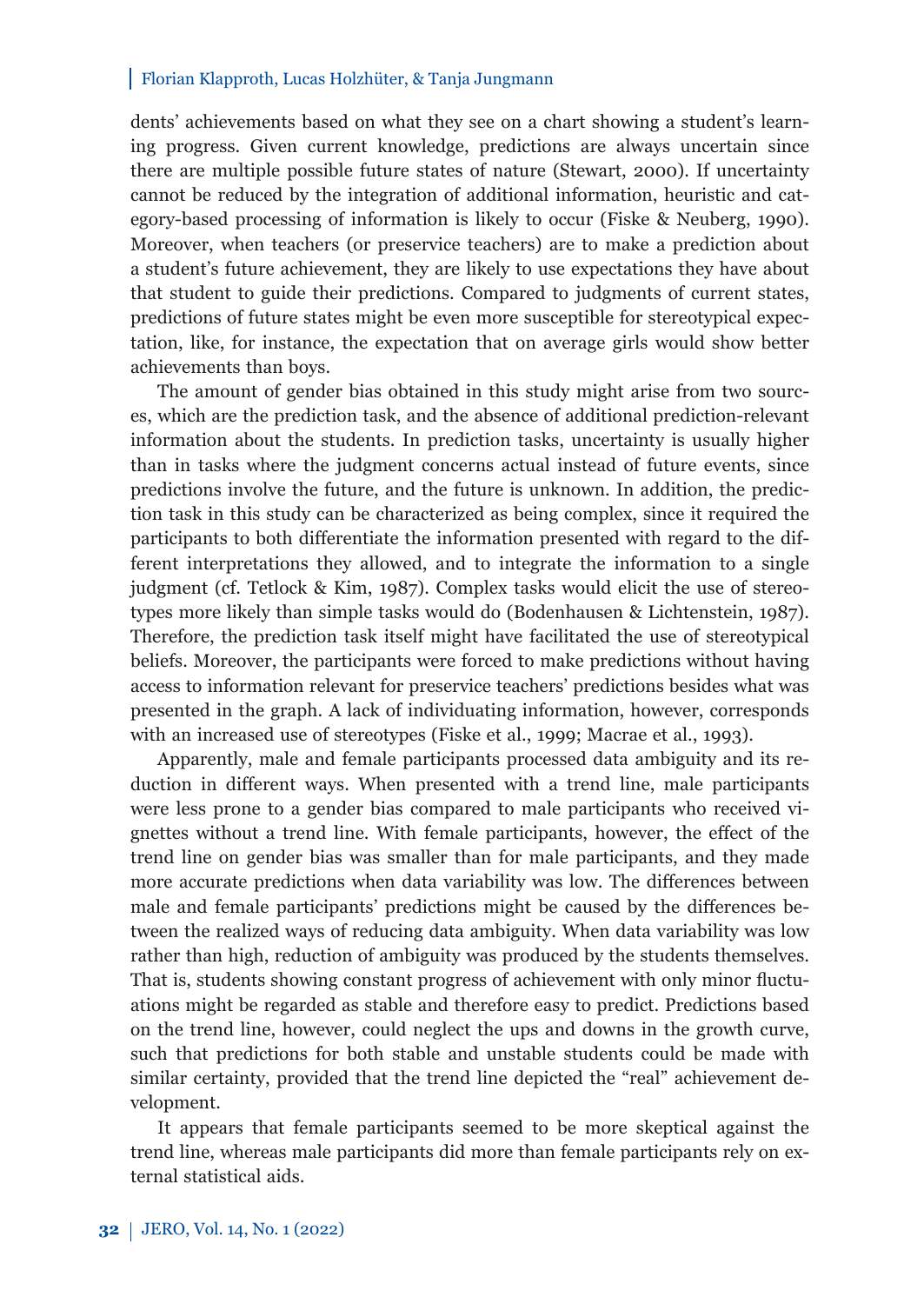dents' achievements based on what they see on a chart showing a student's learning progress. Given current knowledge, predictions are always uncertain since there are multiple possible future states of nature (Stewart, 2000). If uncertainty cannot be reduced by the integration of additional information, heuristic and category-based processing of information is likely to occur (Fiske & Neuberg, 1990). Moreover, when teachers (or preservice teachers) are to make a prediction about a student's future achievement, they are likely to use expectations they have about that student to guide their predictions. Compared to judgments of current states, predictions of future states might be even more susceptible for stereotypical expectation, like, for instance, the expectation that on average girls would show better achievements than boys.

The amount of gender bias obtained in this study might arise from two sources, which are the prediction task, and the absence of additional prediction-relevant information about the students. In prediction tasks, uncertainty is usually higher than in tasks where the judgment concerns actual instead of future events, since predictions involve the future, and the future is unknown. In addition, the prediction task in this study can be characterized as being complex, since it required the participants to both differentiate the information presented with regard to the different interpretations they allowed, and to integrate the information to a single judgment (cf. Tetlock & Kim, 1987). Complex tasks would elicit the use of stereotypes more likely than simple tasks would do (Bodenhausen & Lichtenstein, 1987). Therefore, the prediction task itself might have facilitated the use of stereotypical beliefs. Moreover, the participants were forced to make predictions without having access to information relevant for preservice teachers' predictions besides what was presented in the graph. A lack of individuating information, however, corresponds with an increased use of stereotypes (Fiske et al., 1999; Macrae et al., 1993).

Apparently, male and female participants processed data ambiguity and its reduction in different ways. When presented with a trend line, male participants were less prone to a gender bias compared to male participants who received vignettes without a trend line. With female participants, however, the effect of the trend line on gender bias was smaller than for male participants, and they made more accurate predictions when data variability was low. The differences between male and female participants' predictions might be caused by the differences between the realized ways of reducing data ambiguity. When data variability was low rather than high, reduction of ambiguity was produced by the students themselves. That is, students showing constant progress of achievement with only minor fluctuations might be regarded as stable and therefore easy to predict. Predictions based on the trend line, however, could neglect the ups and downs in the growth curve, such that predictions for both stable and unstable students could be made with similar certainty, provided that the trend line depicted the "real" achievement development.

It appears that female participants seemed to be more skeptical against the trend line, whereas male participants did more than female participants rely on external statistical aids.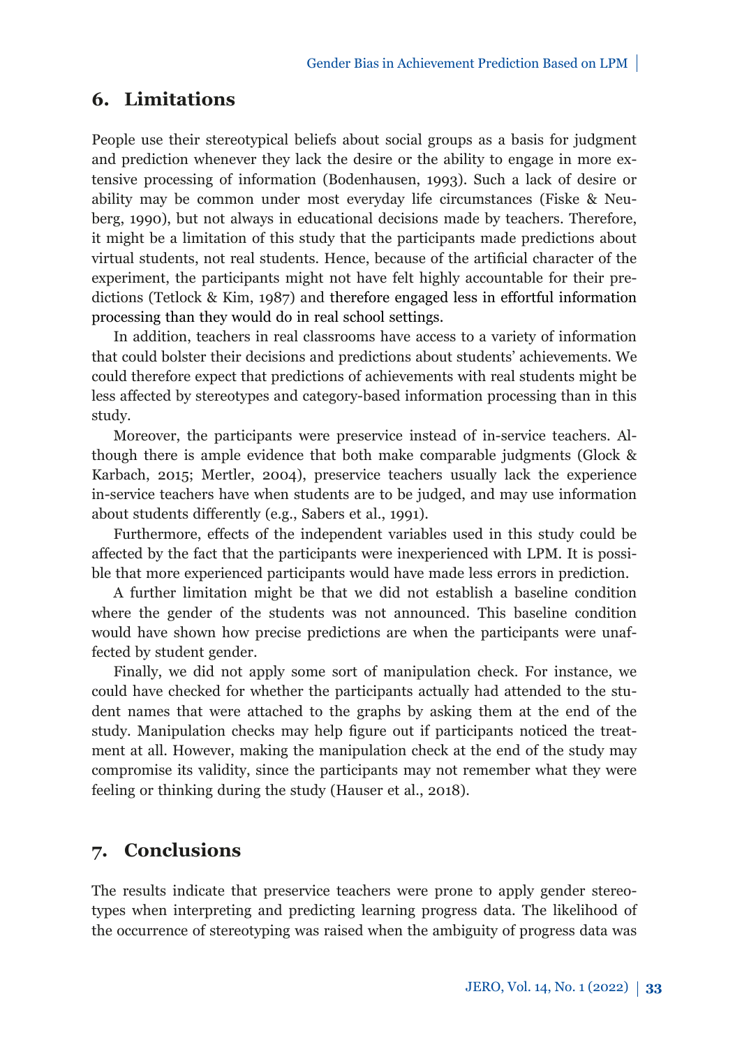## 6. Limitations

People use their stereotypical beliefs about social groups as a basis for judgment and prediction whenever they lack the desire or the ability to engage in more extensive processing of information (Bodenhausen, 1993). Such a lack of desire or ability may be common under most everyday life circumstances (Fiske & Neuberg, 1990), but not always in educational decisions made by teachers. Therefore, it might be a limitation of this study that the participants made predictions about virtual students, not real students. Hence, because of the artificial character of the experiment, the participants might not have felt highly accountable for their predictions (Tetlock & Kim, 1987) and therefore engaged less in effortful information processing than they would do in real school settings.

In addition, teachers in real classrooms have access to a variety of information that could bolster their decisions and predictions about students' achievements. We could therefore expect that predictions of achievements with real students might be less affected by stereotypes and category-based information processing than in this study.

Moreover, the participants were preservice instead of in-service teachers. Although there is ample evidence that both make comparable judgments (Glock & Karbach, 2015; Mertler, 2004), preservice teachers usually lack the experience in-service teachers have when students are to be judged, and may use information about students differently (e.g., Sabers et al., 1991).

Furthermore, effects of the independent variables used in this study could be affected by the fact that the participants were inexperienced with LPM. It is possible that more experienced participants would have made less errors in prediction.

A further limitation might be that we did not establish a baseline condition where the gender of the students was not announced. This baseline condition would have shown how precise predictions are when the participants were unaffected by student gender.

Finally, we did not apply some sort of manipulation check. For instance, we could have checked for whether the participants actually had attended to the student names that were attached to the graphs by asking them at the end of the study. Manipulation checks may help figure out if participants noticed the treatment at all. However, making the manipulation check at the end of the study may compromise its validity, since the participants may not remember what they were feeling or thinking during the study (Hauser et al., 2018).

## 7. Conclusions

The results indicate that preservice teachers were prone to apply gender stereotypes when interpreting and predicting learning progress data. The likelihood of the occurrence of stereotyping was raised when the ambiguity of progress data was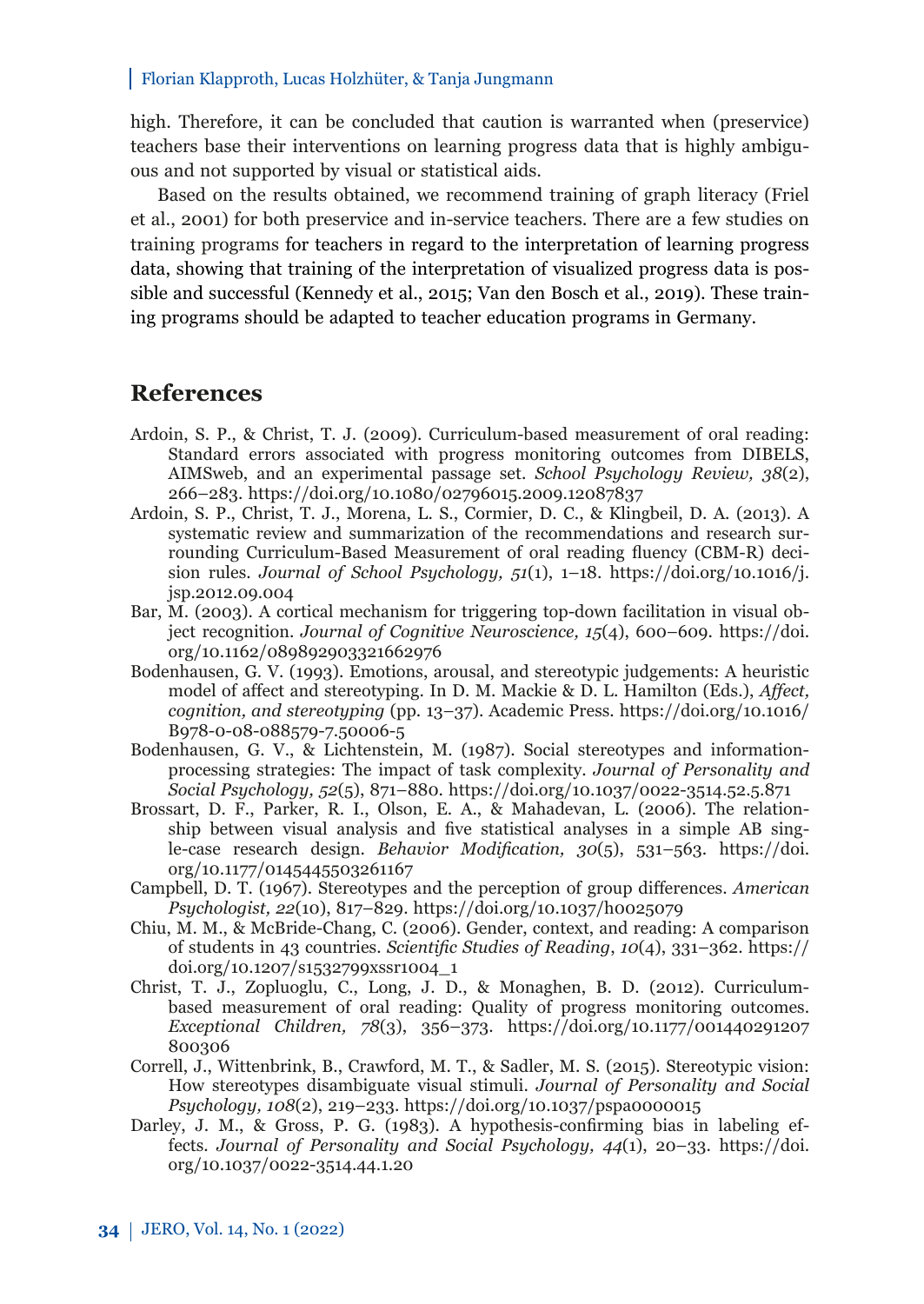high. Therefore, it can be concluded that caution is warranted when (preservice) teachers base their interventions on learning progress data that is highly ambiguous and not supported by visual or statistical aids.

Based on the results obtained, we recommend training of graph literacy (Friel et al., 2001) for both preservice and in-service teachers. There are a few studies on training programs for teachers in regard to the interpretation of learning progress data, showing that training of the interpretation of visualized progress data is possible and successful (Kennedy et al., 2015; Van den Bosch et al., 2019). These training programs should be adapted to teacher education programs in Germany.

## References

Ardoin, S. P., & Christ, T. J. (2009). Curriculum-based measurement of oral reading: Standard errors associated with progress monitoring outcomes from DIBELS, AIMSweb, and an experimental passage set. *School Psychology Review, 38*(2), 266–283. https://doi.org/10.1080/02796015.2009.12087837

Ardoin, S. P., Christ, T. J., Morena, L. S., Cormier, D. C., & Klingbeil, D. A. (2013). A systematic review and summarization of the recommendations and research surrounding Curriculum-Based Measurement of oral reading fluency (CBM-R) decision rules. *Journal of School Psychology, 51*(1), 1–18. https://doi.org/10.1016/j.jsp.2012.09.004

Bar, M. (2003). A cortical mechanism for triggering top-down facilitation in visual object recognition. *Journal of Cognitive Neuroscience, 15*(4), 600–609. https://doi.org/10.1162/089892903321662976

Bodenhausen, G. V. (1993). Emotions, arousal, and stereotypic judgements: A heuristic model of affect and stereotyping. In D. M. Mackie & D. L. Hamilton (Eds.), *Affect, cognition, and stereotyping* (pp. 13–37). Academic Press. https://doi.org/10.1016/B978-0-08-088579-7.50006-5

Bodenhausen, G. V., & Lichtenstein, M. (1987). Social stereotypes and information-processing strategies: The impact of task complexity. *Journal of Personality and Social Psychology, 52*(5), 871–880. https://doi.org/10.1037/0022-3514.52.5.871

Brossart, D. F., Parker, R. I., Olson, E. A., & Mahadevan, L. (2006). The relationship between visual analysis and five statistical analyses in a simple AB single-case research design. *Behavior Modification, 30*(5), 531–563. https://doi.org/10.1177/0145445503261167

Campbell, D. T. (1967). Stereotypes and the perception of group differences. *American Psychologist, 22*(10), 817–829. https://doi.org/10.1037/h0025079

Chiu, M. M., & McBride-Chang, C. (2006). Gender, context, and reading: A comparison of students in 43 countries. *Scientific Studies of Reading*, *10*(4), 331–362. https://doi.org/10.1207/s1532799xssr1004_1

Christ, T. J., Zopluoglu, C., Long, J. D., & Monaghen, B. D. (2012). Curriculum-based measurement of oral reading: Quality of progress monitoring outcomes. *Exceptional Children, 78*(3), 356–373. https://doi.org/10.1177/001440291207800306

Correll, J., Wittenbrink, B., Crawford, M. T., & Sadler, M. S. (2015). Stereotypic vision: How stereotypes disambiguate visual stimuli. *Journal of Personality and Social Psychology, 108*(2), 219–233. https://doi.org/10.1037/pspa0000015

Darley, J. M., & Gross, P. G. (1983). A hypothesis-confirming bias in labeling effects. *Journal of Personality and Social Psychology, 44*(1), 20–33. https://doi.org/10.1037/0022-3514.44.1.20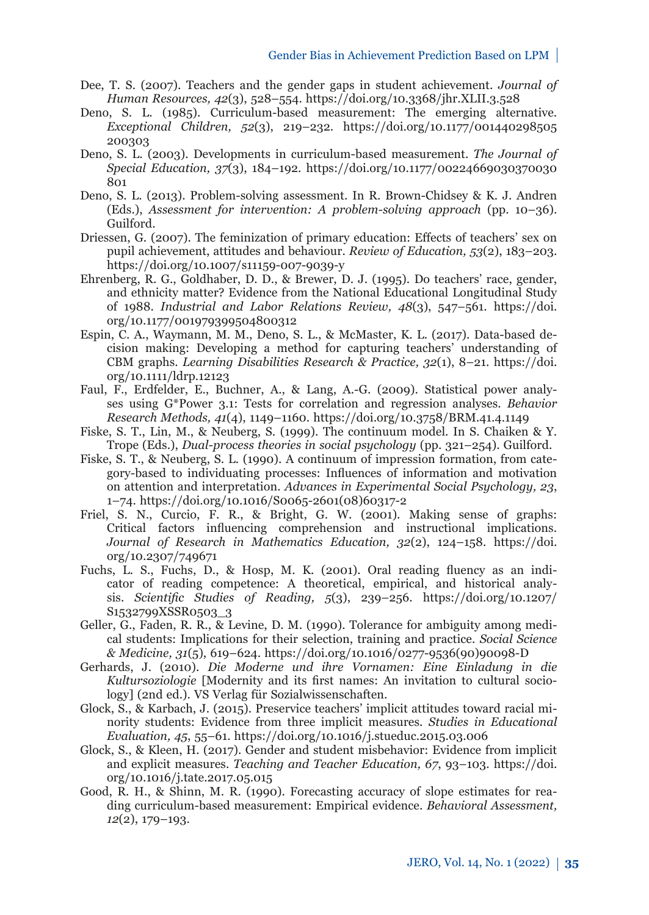Dee, T. S. (2007). Teachers and the gender gaps in student achievement. *Journal of Human Resources, 42*(3), 528–554. https://doi.org/10.3368/jhr.XLII.3.528

Deno, S. L. (1985). Curriculum-based measurement: The emerging alternative. *Exceptional Children, 52*(3), 219–232. https://doi.org/10.1177/001440298505200303

Deno, S. L. (2003). Developments in curriculum-based measurement. *The Journal of Special Education, 37*(3), 184–192. https://doi.org/10.1177/00224669030370030801

Deno, S. L. (2013). Problem-solving assessment. In R. Brown-Chidsey & K. J. Andren (Eds.), *Assessment for intervention: A problem-solving approach* (pp. 10–36). Guilford.

Driessen, G. (2007). The feminization of primary education: Effects of teachers' sex on pupil achievement, attitudes and behaviour. *Review of Education, 53*(2), 183–203. https://doi.org/10.1007/s11159-007-9039-y

Ehrenberg, R. G., Goldhaber, D. D., & Brewer, D. J. (1995). Do teachers' race, gender, and ethnicity matter? Evidence from the National Educational Longitudinal Study of 1988. *Industrial and Labor Relations Review, 48*(3), 547–561. https://doi.org/10.1177/001979399504800312

Espin, C. A., Waymann, M. M., Deno, S. L., & McMaster, K. L. (2017). Data-based decision making: Developing a method for capturing teachers' understanding of CBM graphs. *Learning Disabilities Research & Practice, 32*(1), 8–21. https://doi.org/10.1111/ldrp.12123

Faul, F., Erdfelder, E., Buchner, A., & Lang, A.-G. (2009). Statistical power analyses using G*Power 3.1: Tests for correlation and regression analyses. *Behavior Research Methods, 41*(4), 1149–1160. https://doi.org/10.3758/BRM.41.4.1149

Fiske, S. T., Lin, M., & Neuberg, S. (1999). The continuum model. In S. Chaiken & Y. Trope (Eds.), *Dual-process theories in social psychology* (pp. 321–254). Guilford.

Fiske, S. T., & Neuberg, S. L. (1990). A continuum of impression formation, from category-based to individuating processes: Influences of information and motivation on attention and interpretation. *Advances in Experimental Social Psychology, 23*, 1–74. https://doi.org/10.1016/S0065-2601(08)60317-2

Friel, S. N., Curcio, F. R., & Bright, G. W. (2001). Making sense of graphs: Critical factors influencing comprehension and instructional implications. *Journal of Research in Mathematics Education, 32*(2), 124–158. https://doi.org/10.2307/749671

Fuchs, L. S., Fuchs, D., & Hosp, M. K. (2001). Oral reading fluency as an indicator of reading competence: A theoretical, empirical, and historical analysis. *Scientific Studies of Reading, 5*(3), 239–256. https://doi.org/10.1207/S1532799XSSR0503_3

Geller, G., Faden, R. R., & Levine, D. M. (1990). Tolerance for ambiguity among medical students: Implications for their selection, training and practice. *Social Science & Medicine, 31*(5), 619–624. https://doi.org/10.1016/0277-9536(90)90098-D

Gerhards, J. (2010). *Die Moderne und ihre Vornamen: Eine Einladung in die Kultursoziologie* [Modernity and its first names: An invitation to cultural sociology] (2nd ed.). VS Verlag für Sozialwissenschaften.

Glock, S., & Karbach, J. (2015). Preservice teachers' implicit attitudes toward racial minority students: Evidence from three implicit measures. *Studies in Educational Evaluation, 45*, 55–61. https://doi.org/10.1016/j.stueduc.2015.03.006

Glock, S., & Kleen, H. (2017). Gender and student misbehavior: Evidence from implicit and explicit measures. *Teaching and Teacher Education, 67*, 93–103. https://doi.org/10.1016/j.tate.2017.05.015

Good, R. H., & Shinn, M. R. (1990). Forecasting accuracy of slope estimates for reading curriculum-based measurement: Empirical evidence. *Behavioral Assessment, 12*(2), 179–193.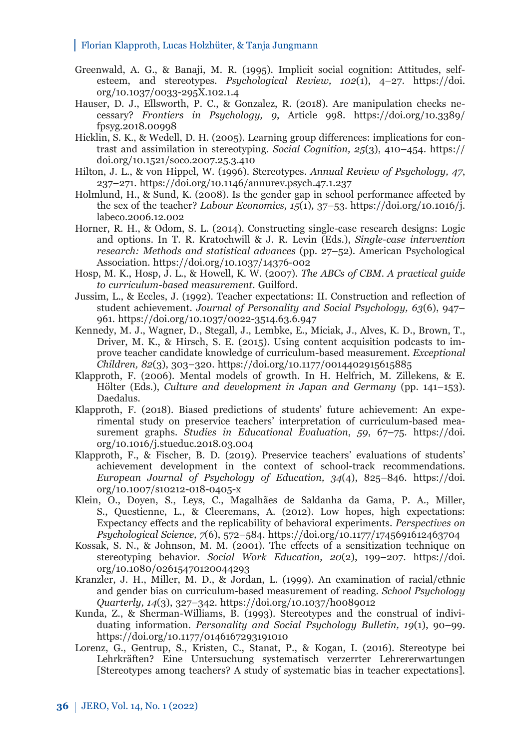Greenwald, A. G., & Banaji, M. R. (1995). Implicit social cognition: Attitudes, self-esteem, and stereotypes. *Psychological Review, 102*(1), 4–27. https://doi.org/10.1037/0033-295X.102.1.4

Hauser, D. J., Ellsworth, P. C., & Gonzalez, R. (2018). Are manipulation checks necessary? *Frontiers in Psychology, 9*, Article 998. https://doi.org/10.3389/fpsyg.2018.00998

Hicklin, S. K., & Wedell, D. H. (2005). Learning group differences: implications for contrast and assimilation in stereotyping. *Social Cognition, 25*(3), 410–454. https://doi.org/10.1521/soco.2007.25.3.410

Hilton, J. L., & von Hippel, W. (1996). Stereotypes. *Annual Review of Psychology, 47*, 237–271. https://doi.org/10.1146/annurev.psych.47.1.237

Holmlund, H., & Sund, K. (2008). Is the gender gap in school performance affected by the sex of the teacher? *Labour Economics, 15*(1), 37–53. https://doi.org/10.1016/j.labeco.2006.12.002

Horner, R. H., & Odom, S. L. (2014). Constructing single-case research designs: Logic and options. In T. R. Kratochwill & J. R. Levin (Eds.), *Single-case intervention research: Methods and statistical advances* (pp. 27–52). American Psychological Association. https://doi.org/10.1037/14376-002

Hosp, M. K., Hosp, J. L., & Howell, K. W. (2007). *The ABCs of CBM. A practical guide to curriculum-based measurement.* Guilford.

Jussim, L., & Eccles, J. (1992). Teacher expectations: II. Construction and reflection of student achievement. *Journal of Personality and Social Psychology, 63*(6), 947–961. https://doi.org/10.1037/0022-3514.63.6.947

Kennedy, M. J., Wagner, D., Stegall, J., Lembke, E., Miciak, J., Alves, K. D., Brown, T., Driver, M. K., & Hirsch, S. E. (2015). Using content acquisition podcasts to improve teacher candidate knowledge of curriculum-based measurement. *Exceptional Children, 82*(3), 303–320. https://doi.org/10.1177/0014402915615885

Klapproth, F. (2006). Mental models of growth. In H. Helfrich, M. Zillekens, & E. Hölter (Eds.), *Culture and development in Japan and Germany* (pp. 141–153). Daedalus.

Klapproth, F. (2018). Biased predictions of students' future achievement: An experimental study on preservice teachers' interpretation of curriculum-based measurement graphs. *Studies in Educational Evaluation*, *59*, 67–75. https://doi.org/10.1016/j.stueduc.2018.03.004

Klapproth, F., & Fischer, B. D. (2019). Preservice teachers' evaluations of students' achievement development in the context of school-track recommendations. *European Journal of Psychology of Education, 34*(4), 825–846. https://doi.org/10.1007/s10212-018-0405-x

Klein, O., Doyen, S., Leys, C., Magalhães de Saldanha da Gama, P. A., Miller, S., Questienne, L., & Cleeremans, A. (2012). Low hopes, high expectations: Expectancy effects and the replicability of behavioral experiments. *Perspectives on Psychological Science, 7*(6), 572–584. https://doi.org/10.1177/1745691612463704

Kossak, S. N., & Johnson, M. M. (2001). The effects of a sensitization technique on stereotyping behavior. *Social Work Education, 20*(2), 199–207. https://doi.org/10.1080/02615470120044293

Kranzler, J. H., Miller, M. D., & Jordan, L. (1999). An examination of racial/ethnic and gender bias on curriculum-based measurement of reading. *School Psychology Quarterly, 14*(3), 327–342. https://doi.org/10.1037/h0089012

Kunda, Z., & Sherman-Williams, B. (1993). Stereotypes and the construal of individuating information. *Personality and Social Psychology Bulletin, 19*(1), 90–99. https://doi.org/10.1177/0146167293191010

Lorenz, G., Gentrup, S., Kristen, C., Stanat, P., & Kogan, I. (2016). Stereotype bei Lehrkräften? Eine Untersuchung systematisch verzerrter Lehrererwartungen [Stereotypes among teachers? A study of systematic bias in teacher expectations].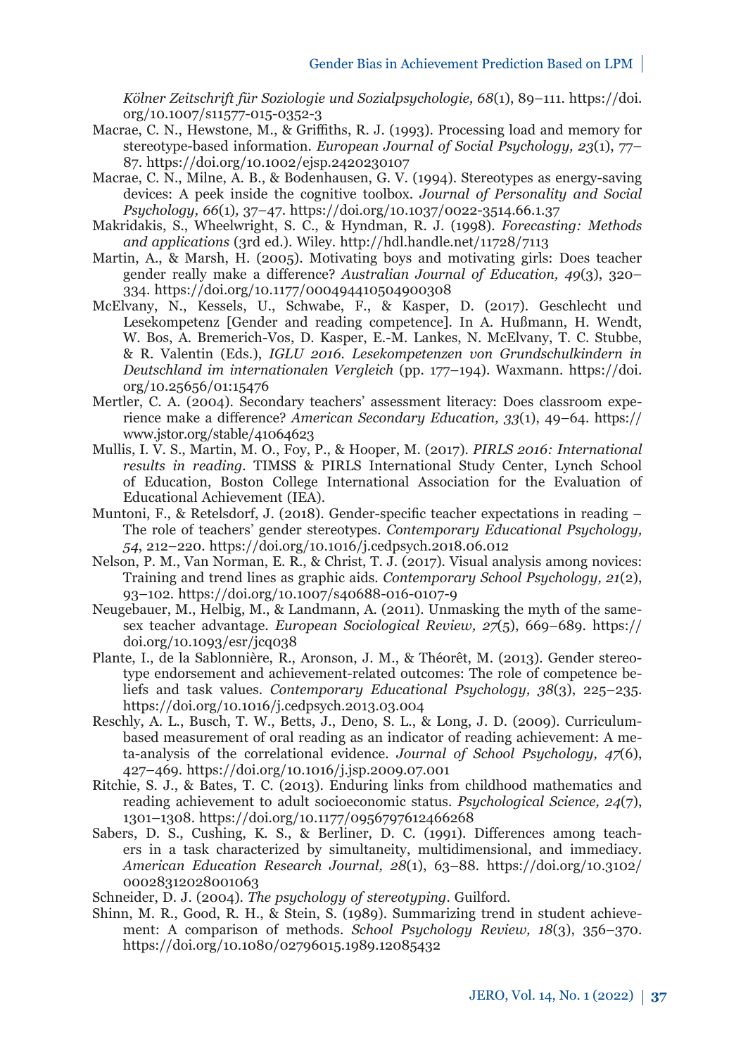*Kölner Zeitschrift für Soziologie und Sozialpsychologie, 68*(1), 89–111. https://doi.org/10.1007/s11577-015-0352-3

Macrae, C. N., Hewstone, M., & Griffiths, R. J. (1993). Processing load and memory for stereotype-based information. *European Journal of Social Psychology, 23*(1), 77–87. https://doi.org/10.1002/ejsp.2420230107

Macrae, C. N., Milne, A. B., & Bodenhausen, G. V. (1994). Stereotypes as energy-saving devices: A peek inside the cognitive toolbox. *Journal of Personality and Social Psychology, 66*(1), 37–47. https://doi.org/10.1037/0022-3514.66.1.37

Makridakis, S., Wheelwright, S. C., & Hyndman, R. J. (1998). *Forecasting: Methods and applications* (3rd ed.). Wiley. http://hdl.handle.net/11728/7113

Martin, A., & Marsh, H. (2005). Motivating boys and motivating girls: Does teacher gender really make a difference? *Australian Journal of Education, 49*(3), 320–334. https://doi.org/10.1177/000494410504900308

McElvany, N., Kessels, U., Schwabe, F., & Kasper, D. (2017). Geschlecht und Lesekompetenz [Gender and reading competence]. In A. Hußmann, H. Wendt, W. Bos, A. Bremerich-Vos, D. Kasper, E.-M. Lankes, N. McElvany, T. C. Stubbe, & R. Valentin (Eds.), *IGLU 2016. Lesekompetenzen von Grundschulkindern in Deutschland im internationalen Vergleich* (pp. 177–194). Waxmann. https://doi.org/10.25656/01:15476

Mertler, C. A. (2004). Secondary teachers' assessment literacy: Does classroom experience make a difference? *American Secondary Education, 33*(1), 49–64. https://www.jstor.org/stable/41064623

Mullis, I. V. S., Martin, M. O., Foy, P., & Hooper, M. (2017). *PIRLS 2016: International results in reading*. TIMSS & PIRLS International Study Center, Lynch School of Education, Boston College International Association for the Evaluation of Educational Achievement (IEA).

Muntoni, F., & Retelsdorf, J. (2018). Gender-specific teacher expectations in reading – The role of teachers' gender stereotypes. *Contemporary Educational Psychology, 54*, 212–220. https://doi.org/10.1016/j.cedpsych.2018.06.012

Nelson, P. M., Van Norman, E. R., & Christ, T. J. (2017). Visual analysis among novices: Training and trend lines as graphic aids. *Contemporary School Psychology, 21*(2), 93–102. https://doi.org/10.1007/s40688-016-0107-9

Neugebauer, M., Helbig, M., & Landmann, A. (2011). Unmasking the myth of the same-sex teacher advantage. *European Sociological Review, 27*(5), 669–689. https://doi.org/10.1093/esr/jcq038

Plante, I., de la Sablonnière, R., Aronson, J. M., & Théorêt, M. (2013). Gender stereotype endorsement and achievement-related outcomes: The role of competence beliefs and task values. *Contemporary Educational Psychology, 38*(3), 225–235. https://doi.org/10.1016/j.cedpsych.2013.03.004

Reschly, A. L., Busch, T. W., Betts, J., Deno, S. L., & Long, J. D. (2009). Curriculum-based measurement of oral reading as an indicator of reading achievement: A meta-analysis of the correlational evidence. *Journal of School Psychology, 47*(6), 427–469. https://doi.org/10.1016/j.jsp.2009.07.001

Ritchie, S. J., & Bates, T. C. (2013). Enduring links from childhood mathematics and reading achievement to adult socioeconomic status. *Psychological Science, 24*(7), 1301–1308. https://doi.org/10.1177/0956797612466268

Sabers, D. S., Cushing, K. S., & Berliner, D. C. (1991). Differences among teachers in a task characterized by simultaneity, multidimensional, and immediacy. *American Education Research Journal, 28*(1), 63–88. https://doi.org/10.3102/00028312028001063

Schneider, D. J. (2004). *The psychology of stereotyping*. Guilford.

Shinn, M. R., Good, R. H., & Stein, S. (1989). Summarizing trend in student achievement: A comparison of methods. *School Psychology Review, 18*(3), 356–370. https://doi.org/10.1080/02796015.1989.12085432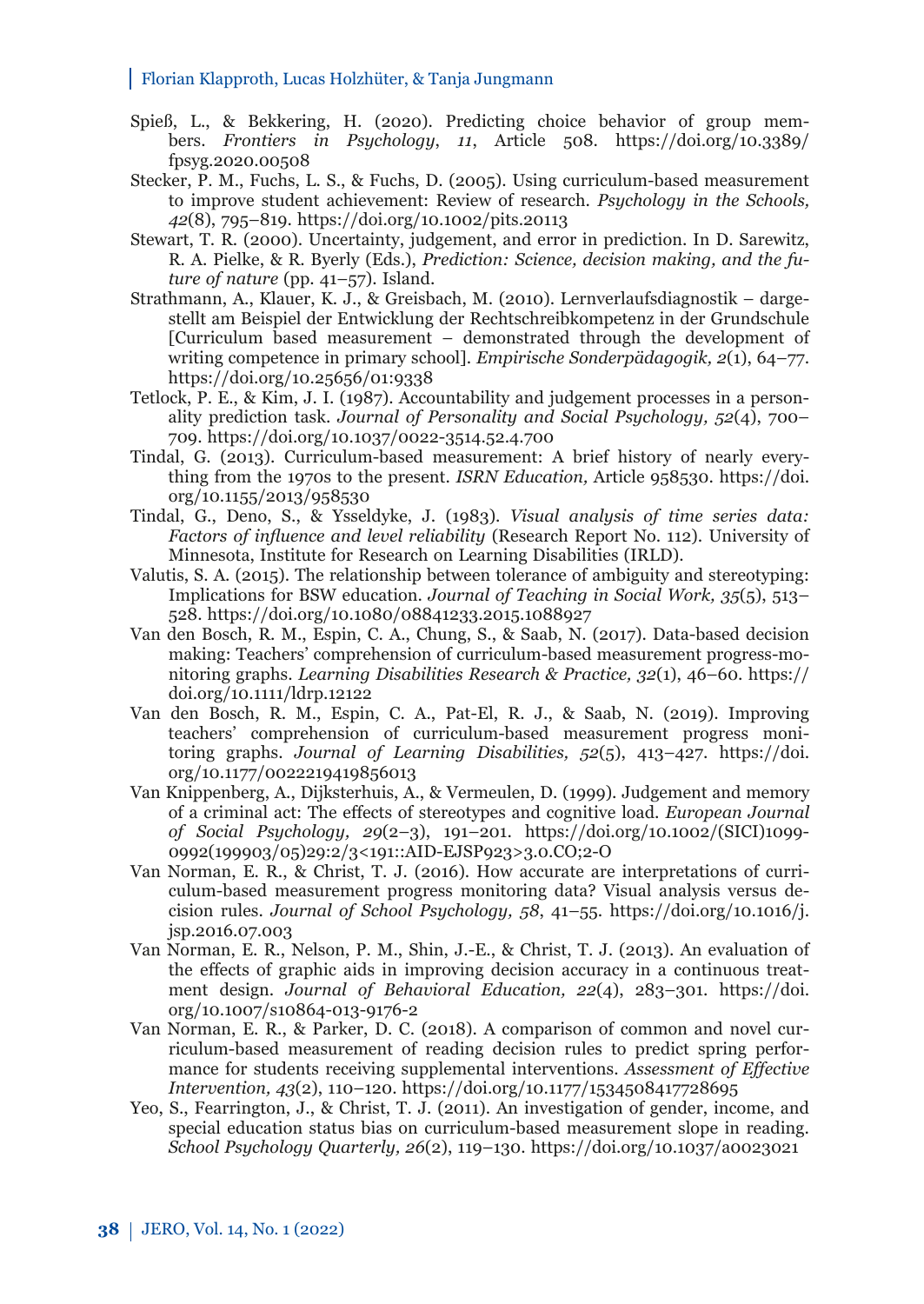Spieß, L., & Bekkering, H. (2020). Predicting choice behavior of group members. *Frontiers in Psychology*, *11*, Article 508. https://doi.org/10.3389/fpsyg.2020.00508

Stecker, P. M., Fuchs, L. S., & Fuchs, D. (2005). Using curriculum-based measurement to improve student achievement: Review of research. *Psychology in the Schools, 42*(8), 795–819. https://doi.org/10.1002/pits.20113

Stewart, T. R. (2000). Uncertainty, judgement, and error in prediction. In D. Sarewitz, R. A. Pielke, & R. Byerly (Eds.), *Prediction: Science, decision making, and the future of nature* (pp. 41–57). Island.

Strathmann, A., Klauer, K. J., & Greisbach, M. (2010). Lernverlaufsdiagnostik – dargestellt am Beispiel der Entwicklung der Rechtschreibkompetenz in der Grundschule [Curriculum based measurement – demonstrated through the development of writing competence in primary school]. *Empirische Sonderpädagogik, 2*(1), 64–77. https://doi.org/10.25656/01:9338

Tetlock, P. E., & Kim, J. I. (1987). Accountability and judgement processes in a personality prediction task. *Journal of Personality and Social Psychology, 52*(4), 700–709. https://doi.org/10.1037/0022-3514.52.4.700

Tindal, G. (2013). Curriculum-based measurement: A brief history of nearly everything from the 1970s to the present. *ISRN Education,* Article 958530. https://doi.org/10.1155/2013/958530

Tindal, G., Deno, S., & Ysseldyke, J. (1983). *Visual analysis of time series data: Factors of influence and level reliability* (Research Report No. 112). University of Minnesota, Institute for Research on Learning Disabilities (IRLD).

Valutis, S. A. (2015). The relationship between tolerance of ambiguity and stereotyping: Implications for BSW education. *Journal of Teaching in Social Work, 35*(5), 513–528. https://doi.org/10.1080/08841233.2015.1088927

Van den Bosch, R. M., Espin, C. A., Chung, S., & Saab, N. (2017). Data-based decision making: Teachers' comprehension of curriculum-based measurement progress-monitoring graphs. *Learning Disabilities Research & Practice, 32*(1), 46–60. https://doi.org/10.1111/ldrp.12122

Van den Bosch, R. M., Espin, C. A., Pat-El, R. J., & Saab, N. (2019). Improving teachers' comprehension of curriculum-based measurement progress monitoring graphs. *Journal of Learning Disabilities, 52*(5), 413–427. https://doi.org/10.1177/0022219419856013

Van Knippenberg, A., Dijksterhuis, A., & Vermeulen, D. (1999). Judgement and memory of a criminal act: The effects of stereotypes and cognitive load. *European Journal of Social Psychology, 29*(2–3), 191–201. https://doi.org/10.1002/(SICI)1099-0992(199903/05)29:2/3<191::AID-EJSP923>3.0.CO;2-O

Van Norman, E. R., & Christ, T. J. (2016). How accurate are interpretations of curriculum-based measurement progress monitoring data? Visual analysis versus decision rules. *Journal of School Psychology, 58*, 41–55. https://doi.org/10.1016/j.jsp.2016.07.003

Van Norman, E. R., Nelson, P. M., Shin, J.-E., & Christ, T. J. (2013). An evaluation of the effects of graphic aids in improving decision accuracy in a continuous treatment design. *Journal of Behavioral Education, 22*(4), 283–301. https://doi.org/10.1007/s10864-013-9176-2

Van Norman, E. R., & Parker, D. C. (2018). A comparison of common and novel curriculum-based measurement of reading decision rules to predict spring performance for students receiving supplemental interventions. *Assessment of Effective Intervention, 43*(2), 110–120. https://doi.org/10.1177/1534508417728695

Yeo, S., Fearrington, J., & Christ, T. J. (2011). An investigation of gender, income, and special education status bias on curriculum-based measurement slope in reading. *School Psychology Quarterly, 26*(2), 119–130. https://doi.org/10.1037/a0023021